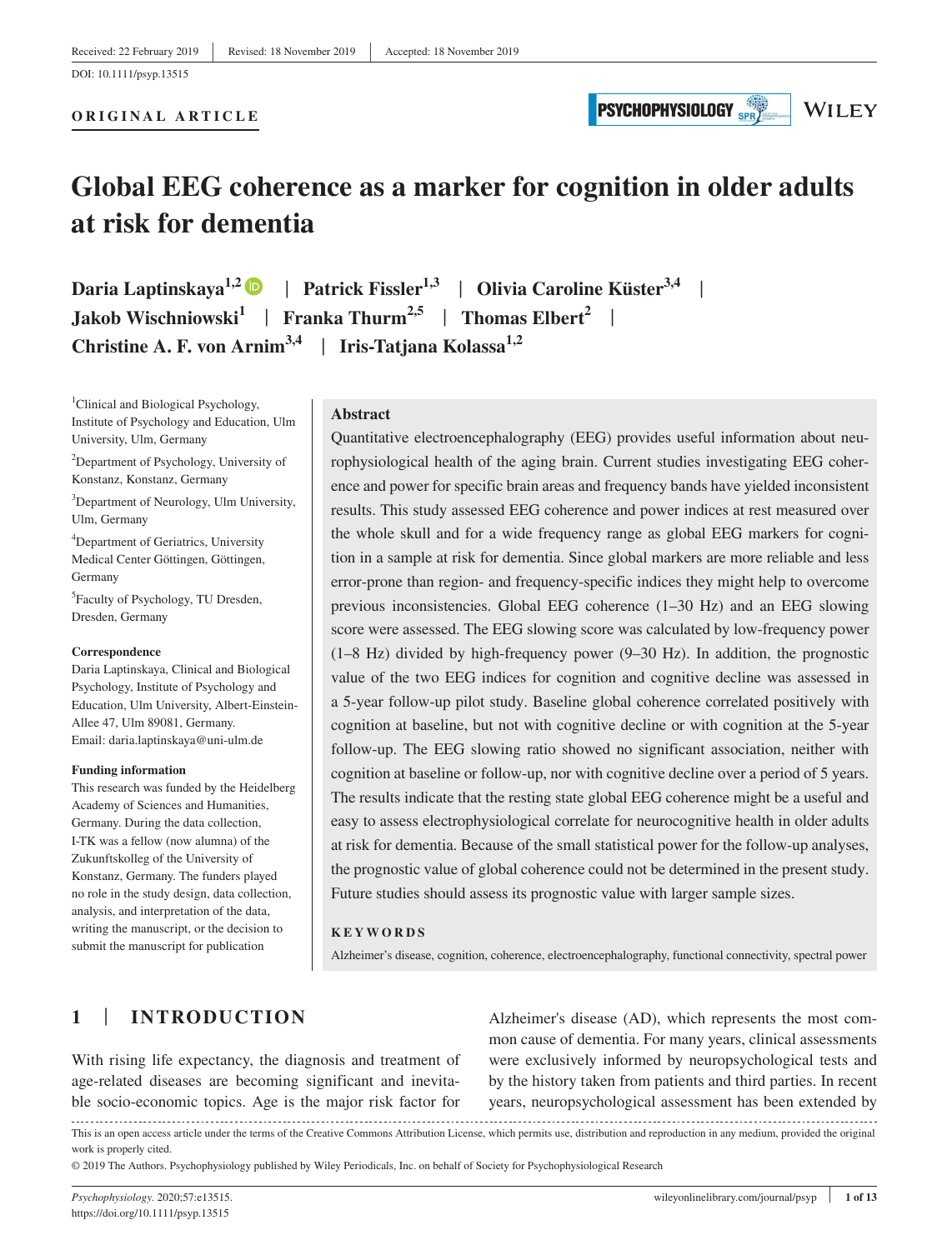Received: 22 February 2019 | Revised: 18 November 2019 | Accepted: 18 November 2019

DOI: 10.1111/psyp.13515

ORIGINAL ARTICLE

# Global EEG coherence as a marker for cognition in older adults at risk for dementia

**Daria Laptinskaya[1,2] | Patrick Fissler[1,3] | Olivia Caroline Küster[3,4] | Jakob Wischniowski[1] | Franka Thurm[2,5] | Thomas Elbert[2] | Christine A. F. von Arnim[3,4] | Iris-Tatjana Kolassa[1,2]**

[1]Clinical and Biological Psychology, Institute of Psychology and Education, Ulm University, Ulm, Germany

[2]Department of Psychology, University of Konstanz, Konstanz, Germany

[3]Department of Neurology, Ulm University, Ulm, Germany

[4]Department of Geriatrics, University Medical Center Göttingen, Göttingen, Germany

[5]Faculty of Psychology, TU Dresden, Dresden, Germany

**Correspondence**
Daria Laptinskaya, Clinical and Biological Psychology, Institute of Psychology and Education, Ulm University, Albert-Einstein-Allee 47, Ulm 89081, Germany.
Email: daria.laptinskaya@uni-ulm.de

**Funding information**
This research was funded by the Heidelberg Academy of Sciences and Humanities, Germany. During the data collection, I-TK was a fellow (now alumna) of the Zukunftskolleg of the University of Konstanz, Germany. The funders played no role in the study design, data collection, analysis, and interpretation of the data, writing the manuscript, or the decision to submit the manuscript for publication

## Abstract

Quantitative electroencephalography (EEG) provides useful information about neurophysiological health of the aging brain. Current studies investigating EEG coherence and power for specific brain areas and frequency bands have yielded inconsistent results. This study assessed EEG coherence and power indices at rest measured over the whole skull and for a wide frequency range as global EEG markers for cognition in a sample at risk for dementia. Since global markers are more reliable and less error-prone than region- and frequency-specific indices they might help to overcome previous inconsistencies. Global EEG coherence (1–30 Hz) and an EEG slowing score were assessed. The EEG slowing score was calculated by low-frequency power (1–8 Hz) divided by high-frequency power (9–30 Hz). In addition, the prognostic value of the two EEG indices for cognition and cognitive decline was assessed in a 5-year follow-up pilot study. Baseline global coherence correlated positively with cognition at baseline, but not with cognitive decline or with cognition at the 5-year follow-up. The EEG slowing ratio showed no significant association, neither with cognition at baseline or follow-up, nor with cognitive decline over a period of 5 years. The results indicate that the resting state global EEG coherence might be a useful and easy to assess electrophysiological correlate for neurocognitive health in older adults at risk for dementia. Because of the small statistical power for the follow-up analyses, the prognostic value of global coherence could not be determined in the present study. Future studies should assess its prognostic value with larger sample sizes.

**KEYWORDS**

Alzheimer's disease, cognition, coherence, electroencephalography, functional connectivity, spectral power

## 1 | INTRODUCTION

With rising life expectancy, the diagnosis and treatment of age-related diseases are becoming significant and inevitable socio-economic topics. Age is the major risk factor for Alzheimer's disease (AD), which represents the most common cause of dementia. For many years, clinical assessments were exclusively informed by neuropsychological tests and by the history taken from patients and third parties. In recent years, neuropsychological assessment has been extended by

This is an open access article under the terms of the Creative Commons Attribution License, which permits use, distribution and reproduction in any medium, provided the original work is properly cited.

© 2019 The Authors. Psychophysiology published by Wiley Periodicals, Inc. on behalf of Society for Psychophysiological Research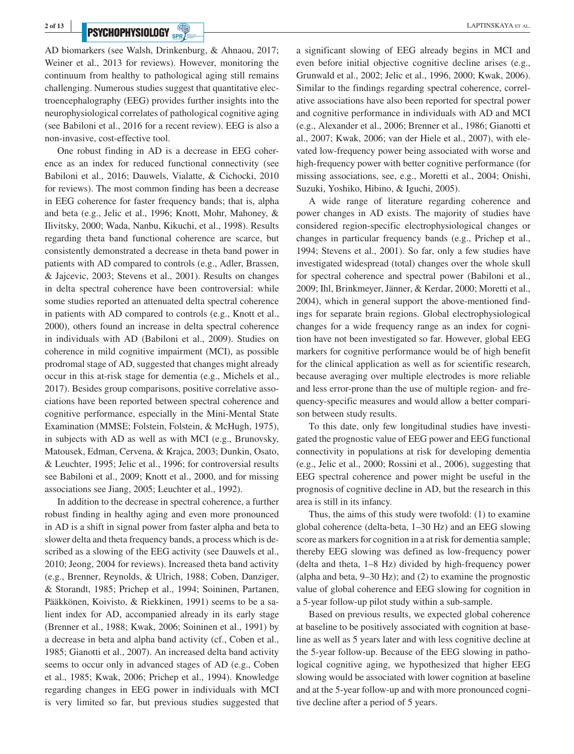AD biomarkers (see Walsh, Drinkenburg, & Ahnaou, 2017; Weiner et al., 2013 for reviews). However, monitoring the continuum from healthy to pathological aging still remains challenging. Numerous studies suggest that quantitative electroencephalography (EEG) provides further insights into the neurophysiological correlates of pathological cognitive aging (see Babiloni et al., 2016 for a recent review). EEG is also a non-invasive, cost-effective tool.

One robust finding in AD is a decrease in EEG coherence as an index for reduced functional connectivity (see Babiloni et al., 2016; Dauwels, Vialatte, & Cichocki, 2010 for reviews). The most common finding has been a decrease in EEG coherence for faster frequency bands; that is, alpha and beta (e.g., Jelic et al., 1996; Knott, Mohr, Mahoney, & Ilivitsky, 2000; Wada, Nanbu, Kikuchi, et al., 1998). Results regarding theta band functional coherence are scarce, but consistently demonstrated a decrease in theta band power in patients with AD compared to controls (e.g., Adler, Brassen, & Jajcevic, 2003; Stevens et al., 2001). Results on changes in delta spectral coherence have been controversial: while some studies reported an attenuated delta spectral coherence in patients with AD compared to controls (e.g., Knott et al., 2000), others found an increase in delta spectral coherence in individuals with AD (Babiloni et al., 2009). Studies on coherence in mild cognitive impairment (MCI), as possible prodromal stage of AD, suggested that changes might already occur in this at-risk stage for dementia (e.g., Michels et al., 2017). Besides group comparisons, positive correlative associations have been reported between spectral coherence and cognitive performance, especially in the Mini-Mental State Examination (MMSE; Folstein, Folstein, & McHugh, 1975), in subjects with AD as well as with MCI (e.g., Brunovsky, Matousek, Edman, Cervena, & Krajca, 2003; Dunkin, Osato, & Leuchter, 1995; Jelic et al., 1996; for controversial results see Babiloni et al., 2009; Knott et al., 2000, and for missing associations see Jiang, 2005; Leuchter et al., 1992).

In addition to the decrease in spectral coherence, a further robust finding in healthy aging and even more pronounced in AD is a shift in signal power from faster alpha and beta to slower delta and theta frequency bands, a process which is described as a slowing of the EEG activity (see Dauwels et al., 2010; Jeong, 2004 for reviews). Increased theta band activity (e.g., Brenner, Reynolds, & Ulrich, 1988; Coben, Danziger, & Storandt, 1985; Prichep et al., 1994; Soininen, Partanen, Pääkkönen, Koivisto, & Riekkinen, 1991) seems to be a salient index for AD, accompanied already in its early stage (Brenner et al., 1988; Kwak, 2006; Soininen et al., 1991) by a decrease in beta and alpha band activity (cf., Coben et al., 1985; Gianotti et al., 2007). An increased delta band activity seems to occur only in advanced stages of AD (e.g., Coben et al., 1985; Kwak, 2006; Prichep et al., 1994). Knowledge regarding changes in EEG power in individuals with MCI is very limited so far, but previous studies suggested that a significant slowing of EEG already begins in MCI and even before initial objective cognitive decline arises (e.g., Grunwald et al., 2002; Jelic et al., 1996, 2000; Kwak, 2006). Similar to the findings regarding spectral coherence, correlative associations have also been reported for spectral power and cognitive performance in individuals with AD and MCI (e.g., Alexander et al., 2006; Brenner et al., 1986; Gianotti et al., 2007; Kwak, 2006; van der Hiele et al., 2007), with elevated low-frequency power being associated with worse and high-frequency power with better cognitive performance (for missing associations, see, e.g., Moretti et al., 2004; Onishi, Suzuki, Yoshiko, Hibino, & Iguchi, 2005).

A wide range of literature regarding coherence and power changes in AD exists. The majority of studies have considered region-specific electrophysiological changes or changes in particular frequency bands (e.g., Prichep et al., 1994; Stevens et al., 2001). So far, only a few studies have investigated widespread (total) changes over the whole skull for spectral coherence and spectral power (Babiloni et al., 2009; Ihl, Brinkmeyer, Jänner, & Kerdar, 2000; Moretti et al., 2004), which in general support the above-mentioned findings for separate brain regions. Global electrophysiological changes for a wide frequency range as an index for cognition have not been investigated so far. However, global EEG markers for cognitive performance would be of high benefit for the clinical application as well as for scientific research, because averaging over multiple electrodes is more reliable and less error-prone than the use of multiple region- and frequency-specific measures and would allow a better comparison between study results.

To this date, only few longitudinal studies have investigated the prognostic value of EEG power and EEG functional connectivity in populations at risk for developing dementia (e.g., Jelic et al., 2000; Rossini et al., 2006), suggesting that EEG spectral coherence and power might be useful in the prognosis of cognitive decline in AD, but the research in this area is still in its infancy.

Thus, the aims of this study were twofold: (1) to examine global coherence (delta-beta, 1–30 Hz) and an EEG slowing score as markers for cognition in a at risk for dementia sample; thereby EEG slowing was defined as low-frequency power (delta and theta, 1–8 Hz) divided by high-frequency power (alpha and beta, 9–30 Hz); and (2) to examine the prognostic value of global coherence and EEG slowing for cognition in a 5-year follow-up pilot study within a sub-sample.

Based on previous results, we expected global coherence at baseline to be positively associated with cognition at baseline as well as 5 years later and with less cognitive decline at the 5-year follow-up. Because of the EEG slowing in pathological cognitive aging, we hypothesized that higher EEG slowing would be associated with lower cognition at baseline and at the 5-year follow-up and with more pronounced cognitive decline after a period of 5 years.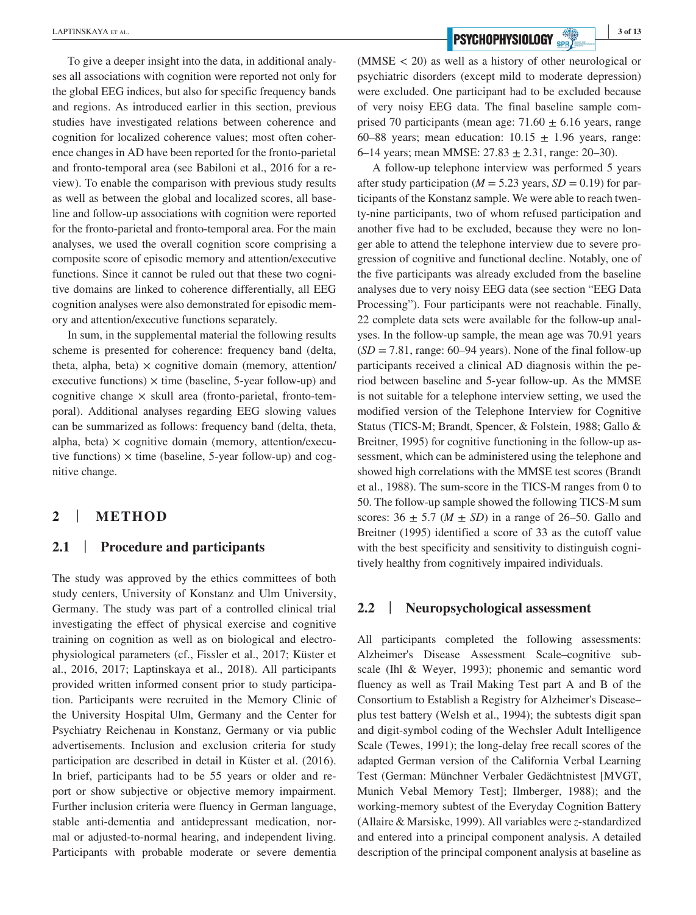To give a deeper insight into the data, in additional analyses all associations with cognition were reported not only for the global EEG indices, but also for specific frequency bands and regions. As introduced earlier in this section, previous studies have investigated relations between coherence and cognition for localized coherence values; most often coherence changes in AD have been reported for the fronto-parietal and fronto-temporal area (see Babiloni et al., 2016 for a review). To enable the comparison with previous study results as well as between the global and localized scores, all baseline and follow-up associations with cognition were reported for the fronto-parietal and fronto-temporal area. For the main analyses, we used the overall cognition score comprising a composite score of episodic memory and attention/executive functions. Since it cannot be ruled out that these two cognitive domains are linked to coherence differentially, all EEG cognition analyses were also demonstrated for episodic memory and attention/executive functions separately.

In sum, in the supplemental material the following results scheme is presented for coherence: frequency band (delta, theta, alpha, beta) × cognitive domain (memory, attention/executive functions) × time (baseline, 5-year follow-up) and cognitive change × skull area (fronto-parietal, fronto-temporal). Additional analyses regarding EEG slowing values can be summarized as follows: frequency band (delta, theta, alpha, beta) × cognitive domain (memory, attention/executive functions) × time (baseline, 5-year follow-up) and cognitive change.

## 2 | METHOD

### 2.1 | Procedure and participants

The study was approved by the ethics committees of both study centers, University of Konstanz and Ulm University, Germany. The study was part of a controlled clinical trial investigating the effect of physical exercise and cognitive training on cognition as well as on biological and electrophysiological parameters (cf., Fissler et al., 2017; Küster et al., 2016, 2017; Laptinskaya et al., 2018). All participants provided written informed consent prior to study participation. Participants were recruited in the Memory Clinic of the University Hospital Ulm, Germany and the Center for Psychiatry Reichenau in Konstanz, Germany or via public advertisements. Inclusion and exclusion criteria for study participation are described in detail in Küster et al. (2016). In brief, participants had to be 55 years or older and report or show subjective or objective memory impairment. Further inclusion criteria were fluency in German language, stable anti-dementia and antidepressant medication, normal or adjusted-to-normal hearing, and independent living. Participants with probable moderate or severe dementia (MMSE < 20) as well as a history of other neurological or psychiatric disorders (except mild to moderate depression) were excluded. One participant had to be excluded because of very noisy EEG data. The final baseline sample comprised 70 participants (mean age: 71.60 ± 6.16 years, range 60–88 years; mean education: 10.15 ± 1.96 years, range: 6–14 years; mean MMSE: 27.83 ± 2.31, range: 20–30).

A follow-up telephone interview was performed 5 years after study participation ($M$ = 5.23 years, $SD$ = 0.19) for participants of the Konstanz sample. We were able to reach twenty-nine participants, two of whom refused participation and another five had to be excluded, because they were no longer able to attend the telephone interview due to severe progression of cognitive and functional decline. Notably, one of the five participants was already excluded from the baseline analyses due to very noisy EEG data (see section "EEG Data Processing"). Four participants were not reachable. Finally, 22 complete data sets were available for the follow-up analyses. In the follow-up sample, the mean age was 70.91 years ($SD$ = 7.81, range: 60–94 years). None of the final follow-up participants received a clinical AD diagnosis within the period between baseline and 5-year follow-up. As the MMSE is not suitable for a telephone interview setting, we used the modified version of the Telephone Interview for Cognitive Status (TICS-M; Brandt, Spencer, & Folstein, 1988; Gallo & Breitner, 1995) for cognitive functioning in the follow-up assessment, which can be administered using the telephone and showed high correlations with the MMSE test scores (Brandt et al., 1988). The sum-score in the TICS-M ranges from 0 to 50. The follow-up sample showed the following TICS-M sum scores: 36 ± 5.7 ($M$ ± $SD$) in a range of 26–50. Gallo and Breitner (1995) identified a score of 33 as the cutoff value with the best specificity and sensitivity to distinguish cognitively healthy from cognitively impaired individuals.

### 2.2 | Neuropsychological assessment

All participants completed the following assessments: Alzheimer's Disease Assessment Scale–cognitive subscale (Ihl & Weyer, 1993); phonemic and semantic word fluency as well as Trail Making Test part A and B of the Consortium to Establish a Registry for Alzheimer's Disease–plus test battery (Welsh et al., 1994); the subtests digit span and digit-symbol coding of the Wechsler Adult Intelligence Scale (Tewes, 1991); the long-delay free recall scores of the adapted German version of the California Verbal Learning Test (German: Münchner Verbaler Gedächtnistest [MVGT, Munich Vebal Memory Test]; Ilmberger, 1988); and the working-memory subtest of the Everyday Cognition Battery (Allaire & Marsiske, 1999). All variables were $z$-standardized and entered into a principal component analysis. A detailed description of the principal component analysis at baseline as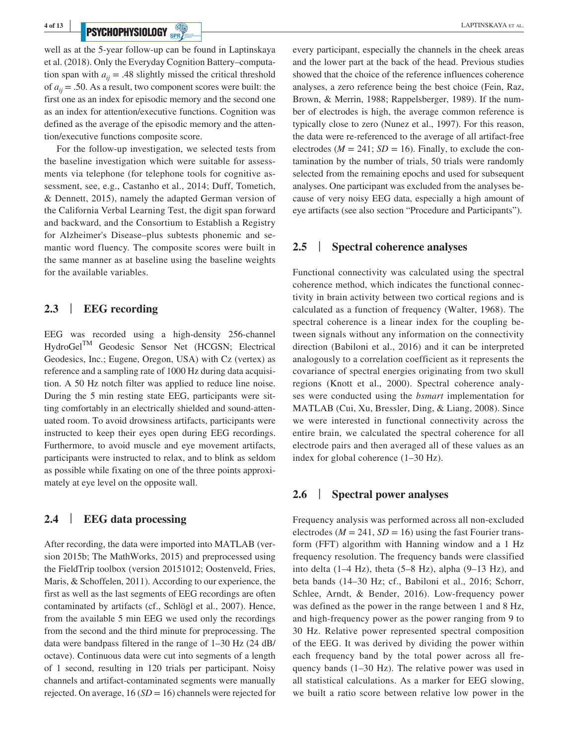well as at the 5-year follow-up can be found in Laptinskaya et al. (2018). Only the Everyday Cognition Battery–computation span with $a_{ij} = .48$ slightly missed the critical threshold of $a_{ij} = .50$. As a result, two component scores were built: the first one as an index for episodic memory and the second one as an index for attention/executive functions. Cognition was defined as the average of the episodic memory and the attention/executive functions composite score.

For the follow-up investigation, we selected tests from the baseline investigation which were suitable for assessments via telephone (for telephone tools for cognitive assessment, see, e.g., Castanho et al., 2014; Duff, Tometich, & Dennett, 2015), namely the adapted German version of the California Verbal Learning Test, the digit span forward and backward, and the Consortium to Establish a Registry for Alzheimer's Disease–plus subtests phonemic and semantic word fluency. The composite scores were built in the same manner as at baseline using the baseline weights for the available variables.

## 2.3 | EEG recording

EEG was recorded using a high-density 256-channel HydroGel™ Geodesic Sensor Net (HCGSN; Electrical Geodesics, Inc.; Eugene, Oregon, USA) with Cz (vertex) as reference and a sampling rate of 1000 Hz during data acquisition. A 50 Hz notch filter was applied to reduce line noise. During the 5 min resting state EEG, participants were sitting comfortably in an electrically shielded and sound-attenuated room. To avoid drowsiness artifacts, participants were instructed to keep their eyes open during EEG recordings. Furthermore, to avoid muscle and eye movement artifacts, participants were instructed to relax, and to blink as seldom as possible while fixating on one of the three points approximately at eye level on the opposite wall.

## 2.4 | EEG data processing

After recording, the data were imported into MATLAB (version 2015b; The MathWorks, 2015) and preprocessed using the FieldTrip toolbox (version 20151012; Oostenveld, Fries, Maris, & Schoffelen, 2011). According to our experience, the first as well as the last segments of EEG recordings are often contaminated by artifacts (cf., Schlögl et al., 2007). Hence, from the available 5 min EEG we used only the recordings from the second and the third minute for preprocessing. The data were bandpass filtered in the range of 1–30 Hz (24 dB/octave). Continuous data were cut into segments of a length of 1 second, resulting in 120 trials per participant. Noisy channels and artifact-contaminated segments were manually rejected. On average, 16 ($SD = 16$) channels were rejected for every participant, especially the channels in the cheek areas and the lower part at the back of the head. Previous studies showed that the choice of the reference influences coherence analyses, a zero reference being the best choice (Fein, Raz, Brown, & Merrin, 1988; Rappelsberger, 1989). If the number of electrodes is high, the average common reference is typically close to zero (Nunez et al., 1997). For this reason, the data were re-referenced to the average of all artifact-free electrodes ($M = 241$; $SD = 16$). Finally, to exclude the contamination by the number of trials, 50 trials were randomly selected from the remaining epochs and used for subsequent analyses. One participant was excluded from the analyses because of very noisy EEG data, especially a high amount of eye artifacts (see also section "Procedure and Participants").

## 2.5 | Spectral coherence analyses

Functional connectivity was calculated using the spectral coherence method, which indicates the functional connectivity in brain activity between two cortical regions and is calculated as a function of frequency (Walter, 1968). The spectral coherence is a linear index for the coupling between signals without any information on the connectivity direction (Babiloni et al., 2016) and it can be interpreted analogously to a correlation coefficient as it represents the covariance of spectral energies originating from two skull regions (Knott et al., 2000). Spectral coherence analyses were conducted using the *bsmart* implementation for MATLAB (Cui, Xu, Bressler, Ding, & Liang, 2008). Since we were interested in functional connectivity across the entire brain, we calculated the spectral coherence for all electrode pairs and then averaged all of these values as an index for global coherence (1–30 Hz).

## 2.6 | Spectral power analyses

Frequency analysis was performed across all non-excluded electrodes ($M = 241$, $SD = 16$) using the fast Fourier transform (FFT) algorithm with Hanning window and a 1 Hz frequency resolution. The frequency bands were classified into delta (1–4 Hz), theta (5–8 Hz), alpha (9–13 Hz), and beta bands (14–30 Hz; cf., Babiloni et al., 2016; Schorr, Schlee, Arndt, & Bender, 2016). Low-frequency power was defined as the power in the range between 1 and 8 Hz, and high-frequency power as the power ranging from 9 to 30 Hz. Relative power represented spectral composition of the EEG. It was derived by dividing the power within each frequency band by the total power across all frequency bands (1–30 Hz). The relative power was used in all statistical calculations. As a marker for EEG slowing, we built a ratio score between relative low power in the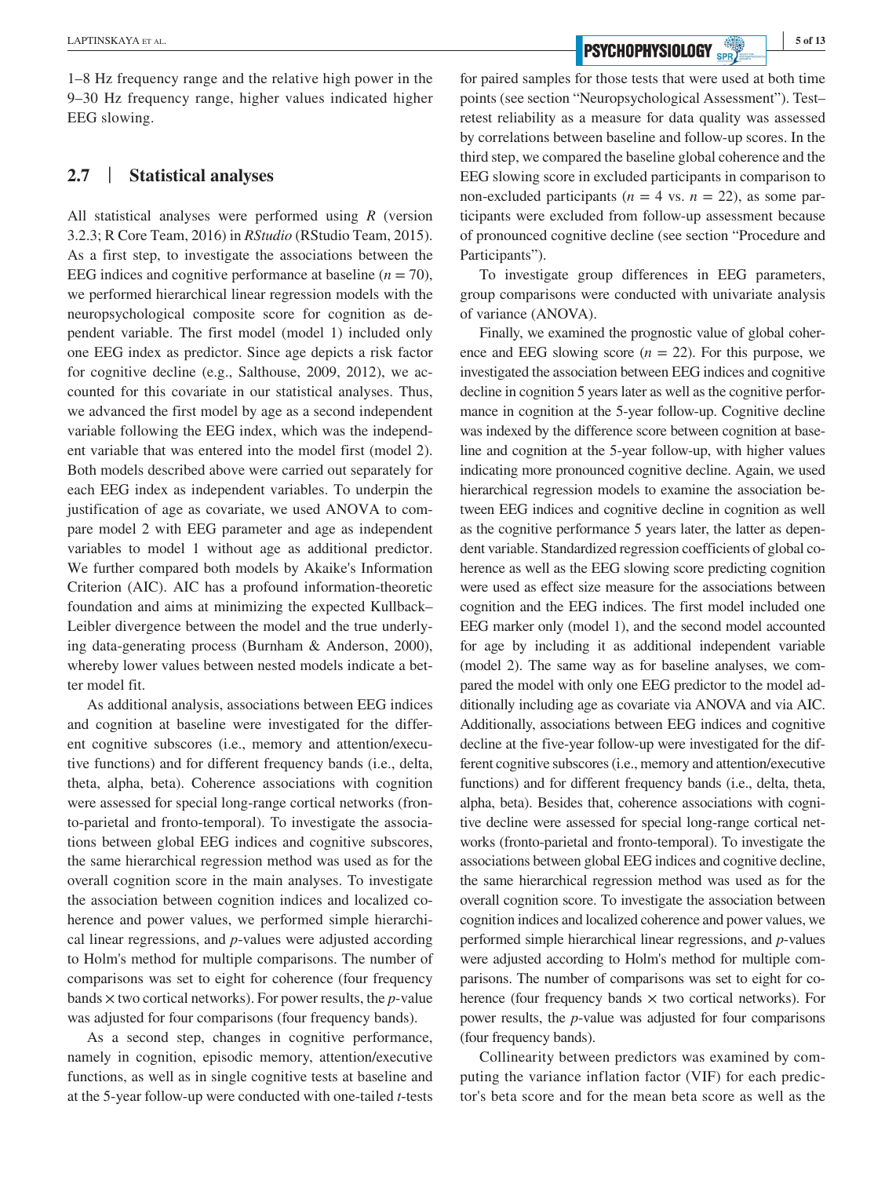1–8 Hz frequency range and the relative high power in the 9–30 Hz frequency range, higher values indicated higher EEG slowing.

## 2.7 | Statistical analyses

All statistical analyses were performed using *R* (version 3.2.3; R Core Team, 2016) in *RStudio* (RStudio Team, 2015). As a first step, to investigate the associations between the EEG indices and cognitive performance at baseline ($n = 70$), we performed hierarchical linear regression models with the neuropsychological composite score for cognition as dependent variable. The first model (model 1) included only one EEG index as predictor. Since age depicts a risk factor for cognitive decline (e.g., Salthouse, 2009, 2012), we accounted for this covariate in our statistical analyses. Thus, we advanced the first model by age as a second independent variable following the EEG index, which was the independent variable that was entered into the model first (model 2). Both models described above were carried out separately for each EEG index as independent variables. To underpin the justification of age as covariate, we used ANOVA to compare model 2 with EEG parameter and age as independent variables to model 1 without age as additional predictor. We further compared both models by Akaike's Information Criterion (AIC). AIC has a profound information-theoretic foundation and aims at minimizing the expected Kullback–Leibler divergence between the model and the true underlying data-generating process (Burnham & Anderson, 2000), whereby lower values between nested models indicate a better model fit.

As additional analysis, associations between EEG indices and cognition at baseline were investigated for the different cognitive subscores (i.e., memory and attention/executive functions) and for different frequency bands (i.e., delta, theta, alpha, beta). Coherence associations with cognition were assessed for special long-range cortical networks (fronto-parietal and fronto-temporal). To investigate the associations between global EEG indices and cognitive subscores, the same hierarchical regression method was used as for the overall cognition score in the main analyses. To investigate the association between cognition indices and localized coherence and power values, we performed simple hierarchical linear regressions, and *p*-values were adjusted according to Holm's method for multiple comparisons. The number of comparisons was set to eight for coherence (four frequency bands × two cortical networks). For power results, the *p*-value was adjusted for four comparisons (four frequency bands).

As a second step, changes in cognitive performance, namely in cognition, episodic memory, attention/executive functions, as well as in single cognitive tests at baseline and at the 5-year follow-up were conducted with one-tailed *t*-tests for paired samples for those tests that were used at both time points (see section "Neuropsychological Assessment"). Test–retest reliability as a measure for data quality was assessed by correlations between baseline and follow-up scores. In the third step, we compared the baseline global coherence and the EEG slowing score in excluded participants in comparison to non-excluded participants ($n = 4$ vs. $n = 22$), as some participants were excluded from follow-up assessment because of pronounced cognitive decline (see section "Procedure and Participants").

To investigate group differences in EEG parameters, group comparisons were conducted with univariate analysis of variance (ANOVA).

Finally, we examined the prognostic value of global coherence and EEG slowing score ($n = 22$). For this purpose, we investigated the association between EEG indices and cognitive decline in cognition 5 years later as well as the cognitive performance in cognition at the 5-year follow-up. Cognitive decline was indexed by the difference score between cognition at baseline and cognition at the 5-year follow-up, with higher values indicating more pronounced cognitive decline. Again, we used hierarchical regression models to examine the association between EEG indices and cognitive decline in cognition as well as the cognitive performance 5 years later, the latter as dependent variable. Standardized regression coefficients of global coherence as well as the EEG slowing score predicting cognition were used as effect size measure for the associations between cognition and the EEG indices. The first model included one EEG marker only (model 1), and the second model accounted for age by including it as additional independent variable (model 2). The same way as for baseline analyses, we compared the model with only one EEG predictor to the model additionally including age as covariate via ANOVA and via AIC. Additionally, associations between EEG indices and cognitive decline at the five-year follow-up were investigated for the different cognitive subscores (i.e., memory and attention/executive functions) and for different frequency bands (i.e., delta, theta, alpha, beta). Besides that, coherence associations with cognitive decline were assessed for special long-range cortical networks (fronto-parietal and fronto-temporal). To investigate the associations between global EEG indices and cognitive decline, the same hierarchical regression method was used as for the overall cognition score. To investigate the association between cognition indices and localized coherence and power values, we performed simple hierarchical linear regressions, and *p*-values were adjusted according to Holm's method for multiple comparisons. The number of comparisons was set to eight for coherence (four frequency bands × two cortical networks). For power results, the *p*-value was adjusted for four comparisons (four frequency bands).

Collinearity between predictors was examined by computing the variance inflation factor (VIF) for each predictor's beta score and for the mean beta score as well as the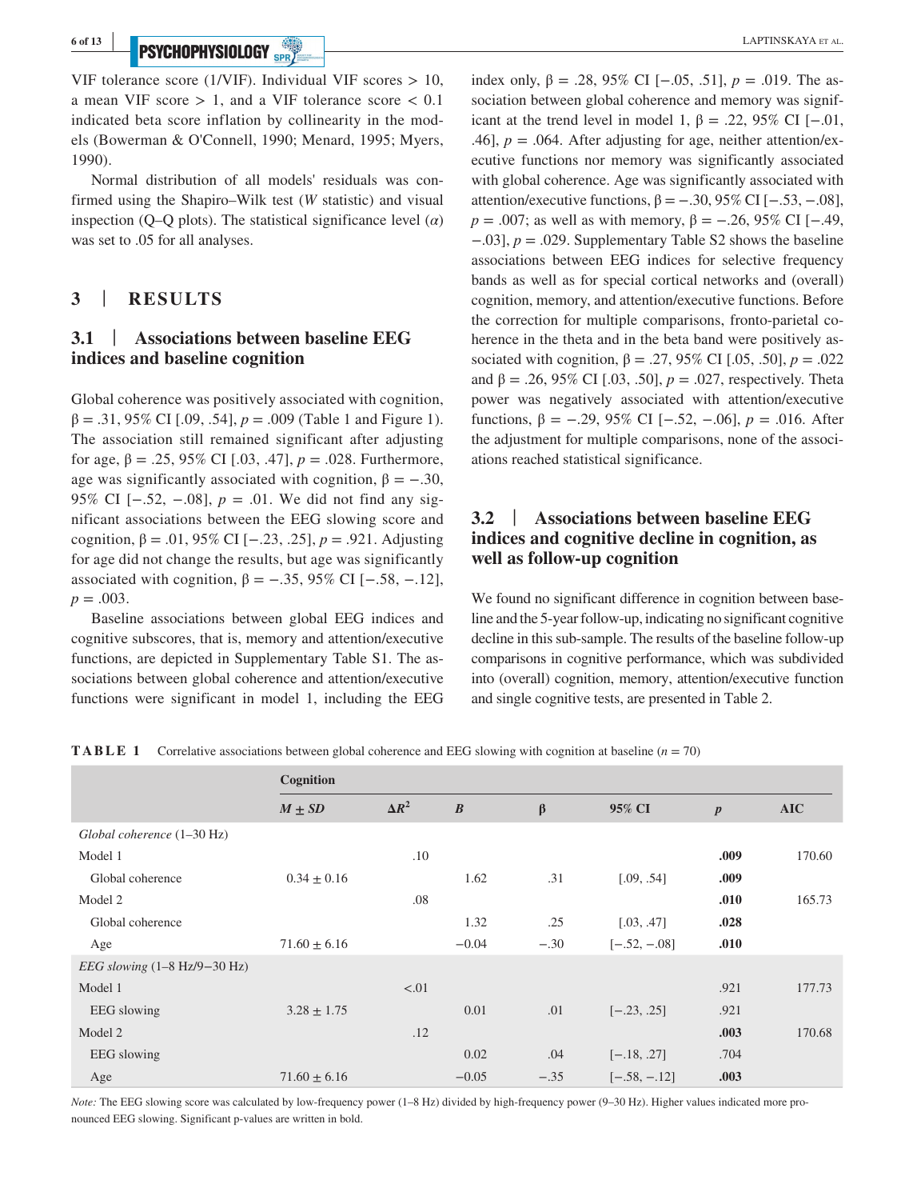VIF tolerance score (1/VIF). Individual VIF scores > 10, a mean VIF score > 1, and a VIF tolerance score < 0.1 indicated beta score inflation by collinearity in the models (Bowerman & O'Connell, 1990; Menard, 1995; Myers, 1990).

Normal distribution of all models' residuals was confirmed using the Shapiro–Wilk test (*W* statistic) and visual inspection (Q–Q plots). The statistical significance level ($\alpha$) was set to .05 for all analyses.

## 3 | RESULTS

### 3.1 | Associations between baseline EEG indices and baseline cognition

Global coherence was positively associated with cognition, β = .31, 95% CI [.09, .54], $p = .009$ (Table 1 and Figure 1). The association still remained significant after adjusting for age, β = .25, 95% CI [.03, .47], $p = .028$. Furthermore, age was significantly associated with cognition, β = −.30, 95% CI [−.52, −.08], $p = .01$. We did not find any significant associations between the EEG slowing score and cognition, β = .01, 95% CI [−.23, .25], $p = .921$. Adjusting for age did not change the results, but age was significantly associated with cognition, β = −.35, 95% CI [−.58, −.12], $p = .003$.

Baseline associations between global EEG indices and cognitive subscores, that is, memory and attention/executive functions, are depicted in Supplementary Table S1. The associations between global coherence and attention/executive functions were significant in model 1, including the EEG index only, β = .28, 95% CI [−.05, .51], $p = .019$. The association between global coherence and memory was significant at the trend level in model 1, β = .22, 95% CI [−.01, .46], $p = .064$. After adjusting for age, neither attention/executive functions nor memory was significantly associated with global coherence. Age was significantly associated with attention/executive functions, β = −.30, 95% CI [−.53, −.08], $p = .007$; as well as with memory, β = −.26, 95% CI [−.49, −.03], $p = .029$. Supplementary Table S2 shows the baseline associations between EEG indices for selective frequency bands as well as for special cortical networks and (overall) cognition, memory, and attention/executive functions. Before the correction for multiple comparisons, fronto-parietal coherence in the theta and in the beta band were positively associated with cognition, β = .27, 95% CI [.05, .50], $p = .022$ and β = .26, 95% CI [.03, .50], $p = .027$, respectively. Theta power was negatively associated with attention/executive functions, β = −.29, 95% CI [−.52, −.06], $p = .016$. After the adjustment for multiple comparisons, none of the associations reached statistical significance.

### 3.2 | Associations between baseline EEG indices and cognitive decline in cognition, as well as follow-up cognition

We found no significant difference in cognition between baseline and the 5-year follow-up, indicating no significant cognitive decline in this sub-sample. The results of the baseline follow-up comparisons in cognitive performance, which was subdivided into (overall) cognition, memory, attention/executive function and single cognitive tests, are presented in Table 2.

**TABLE 1** Correlative associations between global coherence and EEG slowing with cognition at baseline ($n = 70$)

| | Cognition | | | | | | |
|---|---|---|---|---|---|---|---|
| | *M* ± *SD* | $\Delta R^2$ | *B* | β | 95% CI | *p* | AIC |
| *Global coherence* (1–30 Hz) | | | | | | | |
| Model 1 | | .10 | | | | **.009** | 170.60 |
| Global coherence | 0.34 ± 0.16 | | 1.62 | .31 | [.09, .54] | **.009** | |
| Model 2 | | .08 | | | | **.010** | 165.73 |
| Global coherence | | | 1.32 | .25 | [.03, .47] | **.028** | |
| Age | 71.60 ± 6.16 | | −0.04 | −.30 | [−.52, −.08] | **.010** | |
| *EEG slowing* (1–8 Hz/9–30 Hz) | | | | | | | |
| Model 1 | | <.01 | | | | .921 | 177.73 |
| EEG slowing | 3.28 ± 1.75 | | 0.01 | .01 | [−.23, .25] | .921 | |
| Model 2 | | .12 | | | | **.003** | 170.68 |
| EEG slowing | | | 0.02 | .04 | [−.18, .27] | .704 | |
| Age | 71.60 ± 6.16 | | −0.05 | −.35 | [−.58, −.12] | **.003** | |

*Note:* The EEG slowing score was calculated by low-frequency power (1–8 Hz) divided by high-frequency power (9–30 Hz). Higher values indicated more pronounced EEG slowing. Significant p-values are written in bold.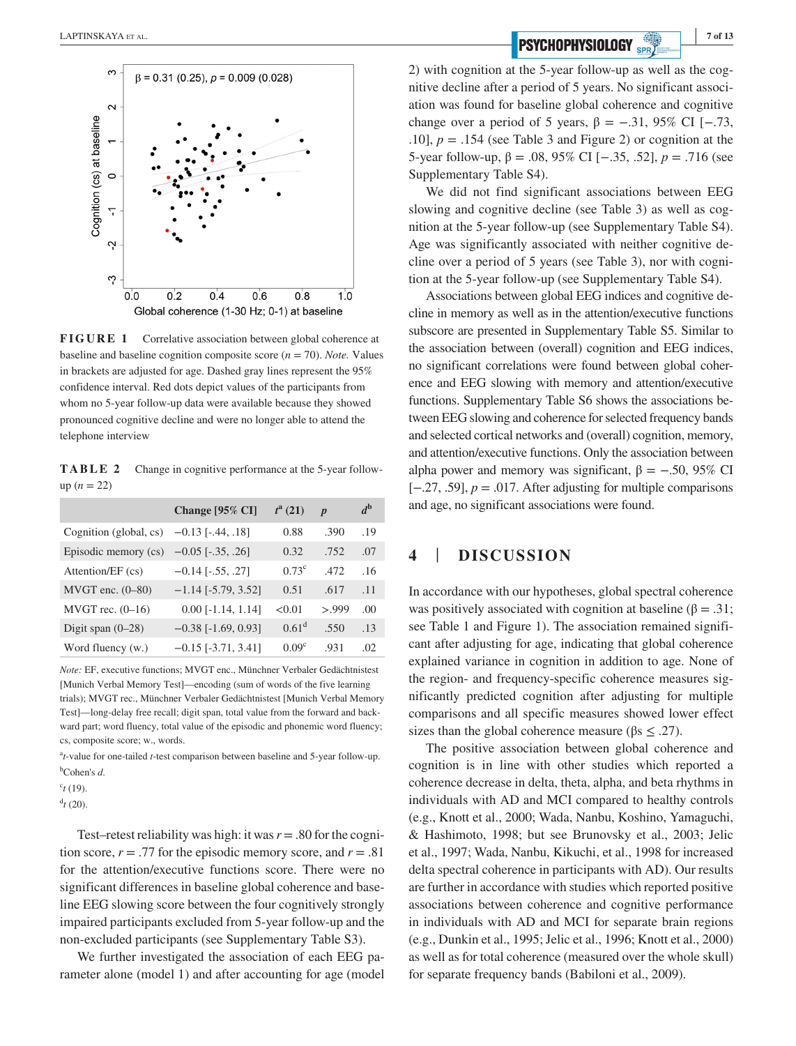**FIGURE 1** Correlative association between global coherence at baseline and baseline cognition composite score ($n = 70$). *Note.* Values in brackets are adjusted for age. Dashed gray lines represent the 95% confidence interval. Red dots depict values of the participants from whom no 5-year follow-up data were available because they showed pronounced cognitive decline and were no longer able to attend the telephone interview

**TABLE 2** Change in cognitive performance at the 5-year follow-up ($n = 22$)

| | Change [95% CI] | $t^{a}$ (21) | $p$ | $d^{b}$ |
|---|---|---|---|---|
| Cognition (global, cs) | −0.13 [-.44, .18] | 0.88 | .390 | .19 |
| Episodic memory (cs) | −0.05 [-.35, .26] | 0.32 | .752 | .07 |
| Attention/EF (cs) | −0.14 [-.55, .27] | 0.73[c] | .472 | .16 |
| MVGT enc. (0–80) | −1.14 [-5.79, 3.52] | 0.51 | .617 | .11 |
| MVGT rec. (0–16) | 0.00 [-1.14, 1.14] | <0.01 | >.999 | .00 |
| Digit span (0–28) | −0.38 [-1.69, 0.93] | 0.61[d] | .550 | .13 |
| Word fluency (w.) | −0.15 [-3.71, 3.41] | 0.09[c] | .931 | .02 |

*Note:* EF, executive functions; MVGT enc., Münchner Verbaler Gedächtnistest [Munich Verbal Memory Test]—encoding (sum of words of the five learning trials); MVGT rec., Münchner Verbaler Gedächtnistest [Munich Verbal Memory Test]—long-delay free recall; digit span, total value from the forward and backward part; word fluency, total value of the episodic and phonemic word fluency; cs, composite score; w., words.

[a] $t$-value for one-tailed $t$-test comparison between baseline and 5-year follow-up.

[b] Cohen's $d$.

[c] $t$ (19).

[d] $t$ (20).

Test–retest reliability was high: it was $r = .80$ for the cognition score, $r = .77$ for the episodic memory score, and $r = .81$ for the attention/executive functions score. There were no significant differences in baseline global coherence and baseline EEG slowing score between the four cognitively strongly impaired participants excluded from 5-year follow-up and the non-excluded participants (see Supplementary Table S3).

We further investigated the association of each EEG parameter alone (model 1) and after accounting for age (model 2) with cognition at the 5-year follow-up as well as the cognitive decline after a period of 5 years. No significant association was found for baseline global coherence and cognitive change over a period of 5 years, $\beta = -.31$, 95% CI [−.73, .10], $p = .154$ (see Table 3 and Figure 2) or cognition at the 5-year follow-up, $\beta = .08$, 95% CI [−.35, .52], $p = .716$ (see Supplementary Table S4).

We did not find significant associations between EEG slowing and cognitive decline (see Table 3) as well as cognition at the 5-year follow-up (see Supplementary Table S4). Age was significantly associated with neither cognitive decline over a period of 5 years (see Table 3), nor with cognition at the 5-year follow-up (see Supplementary Table S4).

Associations between global EEG indices and cognitive decline in memory as well as in the attention/executive functions subscore are presented in Supplementary Table S5. Similar to the association between (overall) cognition and EEG indices, no significant correlations were found between global coherence and EEG slowing with memory and attention/executive functions. Supplementary Table S6 shows the associations between EEG slowing and coherence for selected frequency bands and selected cortical networks and (overall) cognition, memory, and attention/executive functions. Only the association between alpha power and memory was significant, $\beta = -.50$, 95% CI [−.27, .59], $p = .017$. After adjusting for multiple comparisons and age, no significant associations were found.

## 4 | DISCUSSION

In accordance with our hypotheses, global spectral coherence was positively associated with cognition at baseline ($\beta = .31$; see Table 1 and Figure 1). The association remained significant after adjusting for age, indicating that global coherence explained variance in cognition in addition to age. None of the region- and frequency-specific coherence measures significantly predicted cognition after adjusting for multiple comparisons and all specific measures showed lower effect sizes than the global coherence measure ($\beta\text{s} \leq .27$).

The positive association between global coherence and cognition is in line with other studies which reported a coherence decrease in delta, theta, alpha, and beta rhythms in individuals with AD and MCI compared to healthy controls (e.g., Knott et al., 2000; Wada, Nanbu, Koshino, Yamaguchi, & Hashimoto, 1998; but see Brunovsky et al., 2003; Jelic et al., 1997; Wada, Nanbu, Kikuchi, et al., 1998 for increased delta spectral coherence in participants with AD). Our results are further in accordance with studies which reported positive associations between coherence and cognitive performance in individuals with AD and MCI for separate brain regions (e.g., Dunkin et al., 1995; Jelic et al., 1996; Knott et al., 2000) as well as for total coherence (measured over the whole skull) for separate frequency bands (Babiloni et al., 2009).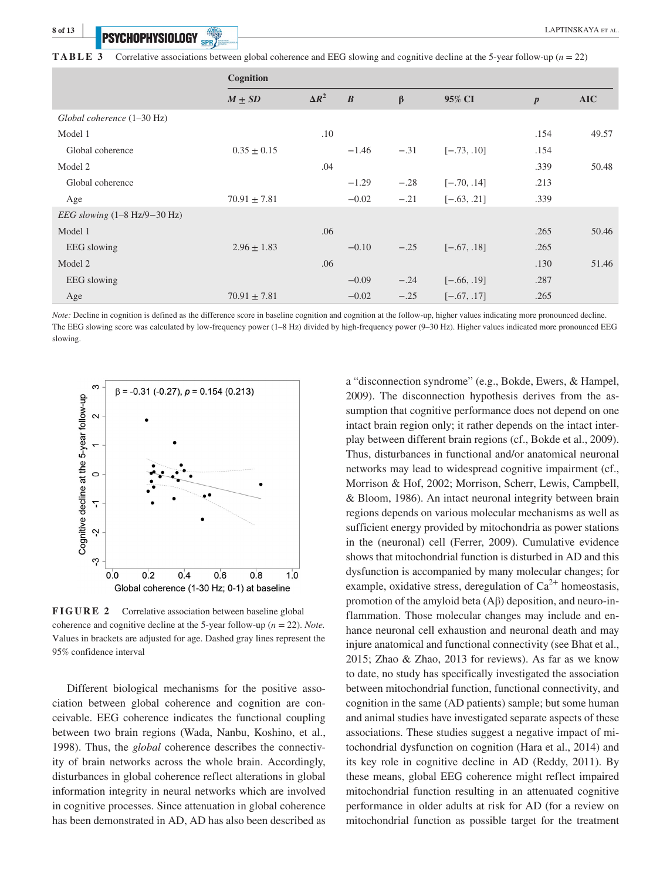**TABLE 3** Correlative associations between global coherence and EEG slowing and cognitive decline at the 5-year follow-up ($n = 22$)

| | Cognition | | | | | | |
|---|---|---|---|---|---|---|---|
| | $M \pm SD$ | $\Delta R^2$ | $B$ | $\beta$ | 95% CI | $p$ | AIC |
| *Global coherence* (1–30 Hz) | | | | | | | |
| Model 1 | | .10 | | | | .154 | 49.57 |
| Global coherence | 0.35 ± 0.15 | | −1.46 | −.31 | [−.73, .10] | .154 | |
| Model 2 | | .04 | | | | .339 | 50.48 |
| Global coherence | | | −1.29 | −.28 | [−.70, .14] | .213 | |
| Age | 70.91 ± 7.81 | | −0.02 | −.21 | [−.63, .21] | .339 | |
| *EEG slowing* (1–8 Hz/9−30 Hz) | | | | | | | |
| Model 1 | | .06 | | | | .265 | 50.46 |
| EEG slowing | 2.96 ± 1.83 | | −0.10 | −.25 | [−.67, .18] | .265 | |
| Model 2 | | .06 | | | | .130 | 51.46 |
| EEG slowing | | | −0.09 | −.24 | [−.66, .19] | .287 | |
| Age | 70.91 ± 7.81 | | −0.02 | −.25 | [−.67, .17] | .265 | |

*Note:* Decline in cognition is defined as the difference score in baseline cognition and cognition at the follow-up, higher values indicating more pronounced decline. The EEG slowing score was calculated by low-frequency power (1–8 Hz) divided by high-frequency power (9–30 Hz). Higher values indicated more pronounced EEG slowing.

**FIGURE 2** Correlative association between baseline global coherence and cognitive decline at the 5-year follow-up ($n = 22$). *Note.* Values in brackets are adjusted for age. Dashed gray lines represent the 95% confidence interval

Different biological mechanisms for the positive association between global coherence and cognition are conceivable. EEG coherence indicates the functional coupling between two brain regions (Wada, Nanbu, Koshino, et al., 1998). Thus, the *global* coherence describes the connectivity of brain networks across the whole brain. Accordingly, disturbances in global coherence reflect alterations in global information integrity in neural networks which are involved in cognitive processes. Since attenuation in global coherence has been demonstrated in AD, AD has also been described as a "disconnection syndrome" (e.g., Bokde, Ewers, & Hampel, 2009). The disconnection hypothesis derives from the assumption that cognitive performance does not depend on one intact brain region only; it rather depends on the intact interplay between different brain regions (cf., Bokde et al., 2009). Thus, disturbances in functional and/or anatomical neuronal networks may lead to widespread cognitive impairment (cf., Morrison & Hof, 2002; Morrison, Scherr, Lewis, Campbell, & Bloom, 1986). An intact neuronal integrity between brain regions depends on various molecular mechanisms as well as sufficient energy provided by mitochondria as power stations in the (neuronal) cell (Ferrer, 2009). Cumulative evidence shows that mitochondrial function is disturbed in AD and this dysfunction is accompanied by many molecular changes; for example, oxidative stress, deregulation of $Ca^{2+}$ homeostasis, promotion of the amyloid beta (Aβ) deposition, and neuro-inflammation. Those molecular changes may include and enhance neuronal cell exhaustion and neuronal death and may injure anatomical and functional connectivity (see Bhat et al., 2015; Zhao & Zhao, 2013 for reviews). As far as we know to date, no study has specifically investigated the association between mitochondrial function, functional connectivity, and cognition in the same (AD patients) sample; but some human and animal studies have investigated separate aspects of these associations. These studies suggest a negative impact of mitochondrial dysfunction on cognition (Hara et al., 2014) and its key role in cognitive decline in AD (Reddy, 2011). By these means, global EEG coherence might reflect impaired mitochondrial function resulting in an attenuated cognitive performance in older adults at risk for AD (for a review on mitochondrial function as possible target for the treatment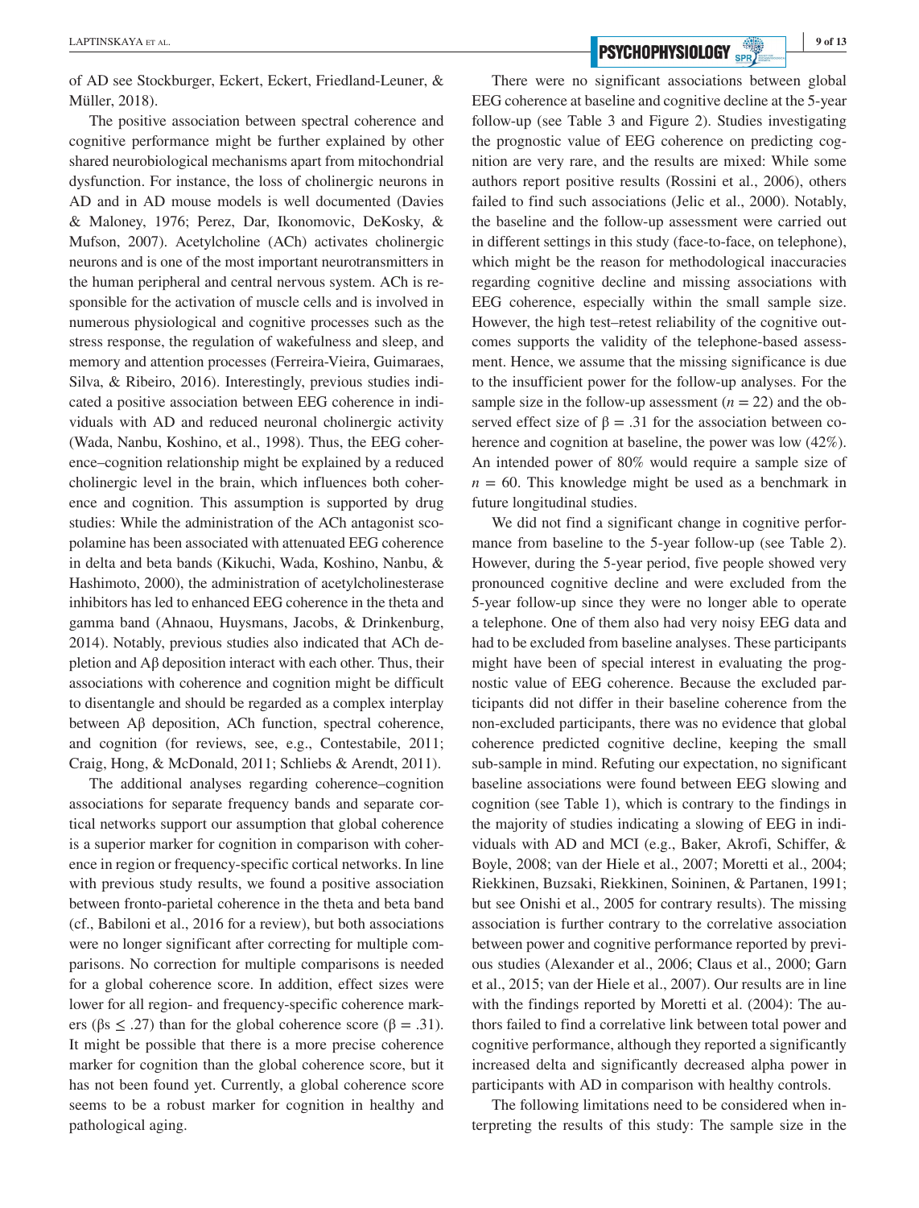of AD see Stockburger, Eckert, Eckert, Friedland-Leuner, & Müller, 2018).

The positive association between spectral coherence and cognitive performance might be further explained by other shared neurobiological mechanisms apart from mitochondrial dysfunction. For instance, the loss of cholinergic neurons in AD and in AD mouse models is well documented (Davies & Maloney, 1976; Perez, Dar, Ikonomovic, DeKosky, & Mufson, 2007). Acetylcholine (ACh) activates cholinergic neurons and is one of the most important neurotransmitters in the human peripheral and central nervous system. ACh is responsible for the activation of muscle cells and is involved in numerous physiological and cognitive processes such as the stress response, the regulation of wakefulness and sleep, and memory and attention processes (Ferreira-Vieira, Guimaraes, Silva, & Ribeiro, 2016). Interestingly, previous studies indicated a positive association between EEG coherence in individuals with AD and reduced neuronal cholinergic activity (Wada, Nanbu, Koshino, et al., 1998). Thus, the EEG coherence–cognition relationship might be explained by a reduced cholinergic level in the brain, which influences both coherence and cognition. This assumption is supported by drug studies: While the administration of the ACh antagonist scopolamine has been associated with attenuated EEG coherence in delta and beta bands (Kikuchi, Wada, Koshino, Nanbu, & Hashimoto, 2000), the administration of acetylcholinesterase inhibitors has led to enhanced EEG coherence in the theta and gamma band (Ahnaou, Huysmans, Jacobs, & Drinkenburg, 2014). Notably, previous studies also indicated that ACh depletion and Aβ deposition interact with each other. Thus, their associations with coherence and cognition might be difficult to disentangle and should be regarded as a complex interplay between Aβ deposition, ACh function, spectral coherence, and cognition (for reviews, see, e.g., Contestabile, 2011; Craig, Hong, & McDonald, 2011; Schliebs & Arendt, 2011).

The additional analyses regarding coherence–cognition associations for separate frequency bands and separate cortical networks support our assumption that global coherence is a superior marker for cognition in comparison with coherence in region or frequency-specific cortical networks. In line with previous study results, we found a positive association between fronto-parietal coherence in the theta and beta band (cf., Babiloni et al., 2016 for a review), but both associations were no longer significant after correcting for multiple comparisons. No correction for multiple comparisons is needed for a global coherence score. In addition, effect sizes were lower for all region- and frequency-specific coherence markers ($\beta s \leq .27$) than for the global coherence score ($\beta = .31$). It might be possible that there is a more precise coherence marker for cognition than the global coherence score, but it has not been found yet. Currently, a global coherence score seems to be a robust marker for cognition in healthy and pathological aging.

There were no significant associations between global EEG coherence at baseline and cognitive decline at the 5-year follow-up (see Table 3 and Figure 2). Studies investigating the prognostic value of EEG coherence on predicting cognition are very rare, and the results are mixed: While some authors report positive results (Rossini et al., 2006), others failed to find such associations (Jelic et al., 2000). Notably, the baseline and the follow-up assessment were carried out in different settings in this study (face-to-face, on telephone), which might be the reason for methodological inaccuracies regarding cognitive decline and missing associations with EEG coherence, especially within the small sample size. However, the high test–retest reliability of the cognitive outcomes supports the validity of the telephone-based assessment. Hence, we assume that the missing significance is due to the insufficient power for the follow-up analyses. For the sample size in the follow-up assessment ($n = 22$) and the observed effect size of $\beta = .31$ for the association between coherence and cognition at baseline, the power was low (42%). An intended power of 80% would require a sample size of $n = 60$. This knowledge might be used as a benchmark in future longitudinal studies.

We did not find a significant change in cognitive performance from baseline to the 5-year follow-up (see Table 2). However, during the 5-year period, five people showed very pronounced cognitive decline and were excluded from the 5-year follow-up since they were no longer able to operate a telephone. One of them also had very noisy EEG data and had to be excluded from baseline analyses. These participants might have been of special interest in evaluating the prognostic value of EEG coherence. Because the excluded participants did not differ in their baseline coherence from the non-excluded participants, there was no evidence that global coherence predicted cognitive decline, keeping the small sub-sample in mind. Refuting our expectation, no significant baseline associations were found between EEG slowing and cognition (see Table 1), which is contrary to the findings in the majority of studies indicating a slowing of EEG in individuals with AD and MCI (e.g., Baker, Akrofi, Schiffer, & Boyle, 2008; van der Hiele et al., 2007; Moretti et al., 2004; Riekkinen, Buzsaki, Riekkinen, Soininen, & Partanen, 1991; but see Onishi et al., 2005 for contrary results). The missing association is further contrary to the correlative association between power and cognitive performance reported by previous studies (Alexander et al., 2006; Claus et al., 2000; Garn et al., 2015; van der Hiele et al., 2007). Our results are in line with the findings reported by Moretti et al. (2004): The authors failed to find a correlative link between total power and cognitive performance, although they reported a significantly increased delta and significantly decreased alpha power in participants with AD in comparison with healthy controls.

The following limitations need to be considered when interpreting the results of this study: The sample size in the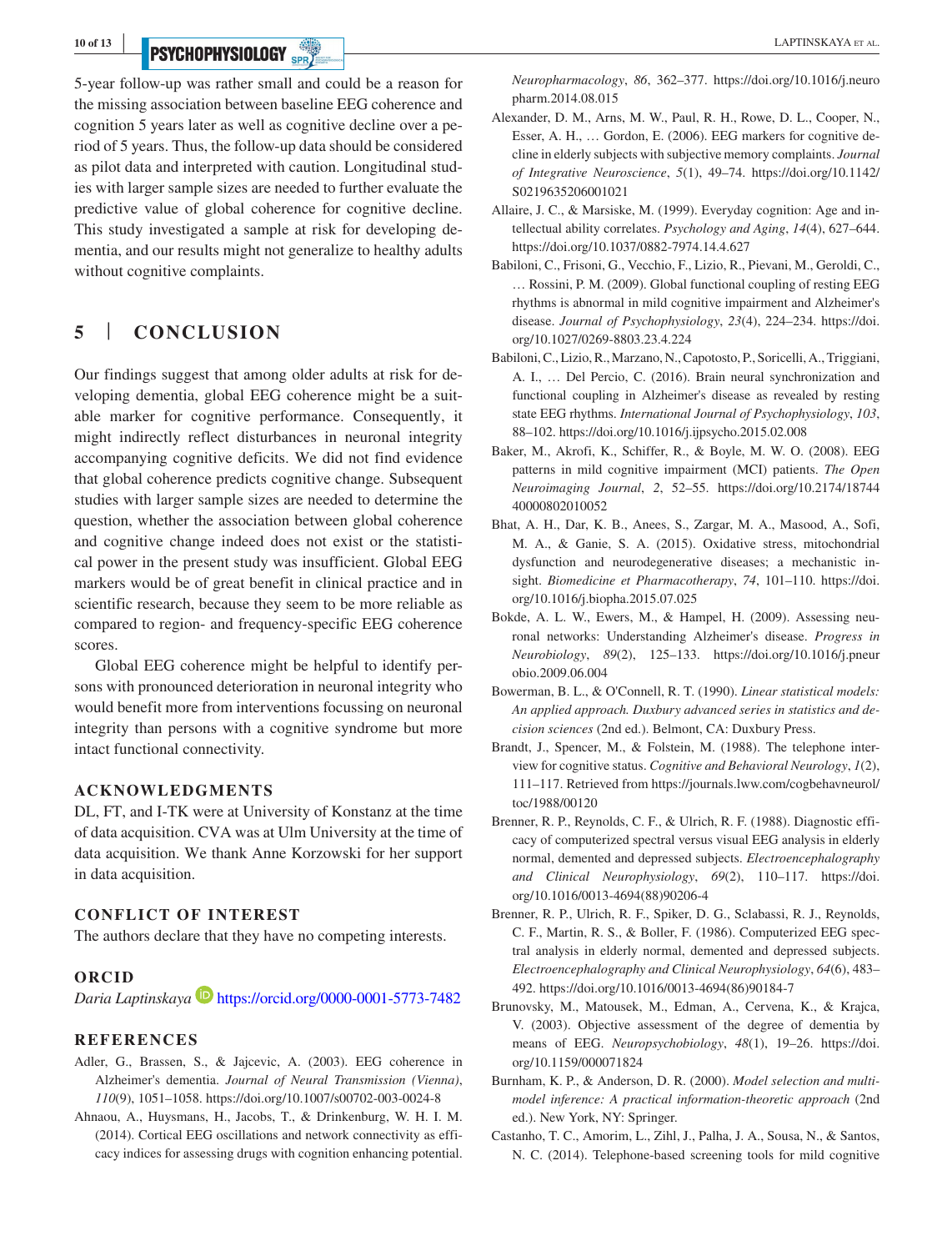5-year follow-up was rather small and could be a reason for the missing association between baseline EEG coherence and cognition 5 years later as well as cognitive decline over a period of 5 years. Thus, the follow-up data should be considered as pilot data and interpreted with caution. Longitudinal studies with larger sample sizes are needed to further evaluate the predictive value of global coherence for cognitive decline. This study investigated a sample at risk for developing dementia, and our results might not generalize to healthy adults without cognitive complaints.

## 5 | CONCLUSION

Our findings suggest that among older adults at risk for developing dementia, global EEG coherence might be a suitable marker for cognitive performance. Consequently, it might indirectly reflect disturbances in neuronal integrity accompanying cognitive deficits. We did not find evidence that global coherence predicts cognitive change. Subsequent studies with larger sample sizes are needed to determine the question, whether the association between global coherence and cognitive change indeed does not exist or the statistical power in the present study was insufficient. Global EEG markers would be of great benefit in clinical practice and in scientific research, because they seem to be more reliable as compared to region- and frequency-specific EEG coherence scores.

Global EEG coherence might be helpful to identify persons with pronounced deterioration in neuronal integrity who would benefit more from interventions focussing on neuronal integrity than persons with a cognitive syndrome but more intact functional connectivity.

### ACKNOWLEDGMENTS

DL, FT, and I-TK were at University of Konstanz at the time of data acquisition. CVA was at Ulm University at the time of data acquisition. We thank Anne Korzowski for her support in data acquisition.

### CONFLICT OF INTEREST

The authors declare that they have no competing interests.

### ORCID

*Daria Laptinskaya* https://orcid.org/0000-0001-5773-7482

### REFERENCES

Adler, G., Brassen, S., & Jajcevic, A. (2003). EEG coherence in Alzheimer's dementia. *Journal of Neural Transmission (Vienna)*, *110*(9), 1051–1058. https://doi.org/10.1007/s00702-003-0024-8

Ahnaou, A., Huysmans, H., Jacobs, T., & Drinkenburg, W. H. I. M. (2014). Cortical EEG oscillations and network connectivity as efficacy indices for assessing drugs with cognition enhancing potential. *Neuropharmacology*, *86*, 362–377. https://doi.org/10.1016/j.neuropharm.2014.08.015

Alexander, D. M., Arns, M. W., Paul, R. H., Rowe, D. L., Cooper, N., Esser, A. H., … Gordon, E. (2006). EEG markers for cognitive decline in elderly subjects with subjective memory complaints. *Journal of Integrative Neuroscience*, *5*(1), 49–74. https://doi.org/10.1142/S0219635206001021

Allaire, J. C., & Marsiske, M. (1999). Everyday cognition: Age and intellectual ability correlates. *Psychology and Aging*, *14*(4), 627–644. https://doi.org/10.1037/0882-7974.14.4.627

Babiloni, C., Frisoni, G., Vecchio, F., Lizio, R., Pievani, M., Geroldi, C., … Rossini, P. M. (2009). Global functional coupling of resting EEG rhythms is abnormal in mild cognitive impairment and Alzheimer's disease. *Journal of Psychophysiology*, *23*(4), 224–234. https://doi.org/10.1027/0269-8803.23.4.224

Babiloni, C., Lizio, R., Marzano, N., Capotosto, P., Soricelli, A., Triggiani, A. I., … Del Percio, C. (2016). Brain neural synchronization and functional coupling in Alzheimer's disease as revealed by resting state EEG rhythms. *International Journal of Psychophysiology*, *103*, 88–102. https://doi.org/10.1016/j.ijpsycho.2015.02.008

Baker, M., Akrofi, K., Schiffer, R., & Boyle, M. W. O. (2008). EEG patterns in mild cognitive impairment (MCI) patients. *The Open Neuroimaging Journal*, *2*, 52–55. https://doi.org/10.2174/1874440000802010052

Bhat, A. H., Dar, K. B., Anees, S., Zargar, M. A. Masood, A., Sofi, M. A., & Ganie, S. A. (2015). Oxidative stress, mitochondrial dysfunction and neurodegenerative diseases; a mechanistic insight. *Biomedicine et Pharmacotherapy*, *74*, 101–110. https://doi.org/10.1016/j.biopha.2015.07.025

Bokde, A. L. W., Ewers, M., & Hampel, H. (2009). Assessing neuronal networks: Understanding Alzheimer's disease. *Progress in Neurobiology*, *89*(2), 125–133. https://doi.org/10.1016/j.pneurobio.2009.06.004

Bowerman, B. L., & O'Connell, R. T. (1990). *Linear statistical models: An applied approach. Duxbury advanced series in statistics and decision sciences* (2nd ed.). Belmont, CA: Duxbury Press.

Brandt, J., Spencer, M., & Folstein, M. (1988). The telephone interview for cognitive status. *Cognitive and Behavioral Neurology*, *1*(2), 111–117. Retrieved from https://journals.lww.com/cogbehavneurol/toc/1988/00120

Brenner, R. P., Reynolds, C. F., & Ulrich, R. F. (1988). Diagnostic efficacy of computerized spectral versus visual EEG analysis in elderly normal, demented and depressed subjects. *Electroencephalography and Clinical Neurophysiology*, *69*(2), 110–117. https://doi.org/10.1016/0013-4694(88)90206-4

Brenner, R. P., Ulrich, R. F., Spiker, D. G., Sclabassi, R. J., Reynolds, C. F., Martin, R. S., & Boller, F. (1986). Computerized EEG spectral analysis in elderly normal, demented and depressed subjects. *Electroencephalography and Clinical Neurophysiology*, *64*(6), 483–492. https://doi.org/10.1016/0013-4694(86)90184-7

Brunovsky, M., Matousek, M., Edman, A., Cervena, K., & Krajca, V. (2003). Objective assessment of the degree of dementia by means of EEG. *Neuropsychobiology*, *48*(1), 19–26. https://doi.org/10.1159/000071824

Burnham, K. P., & Anderson, D. R. (2000). *Model selection and multimodel inference: A practical information-theoretic approach* (2nd ed.). New York, NY: Springer.

Castanho, T. C., Amorim, L., Zihl, J., Palha, J. A., Sousa, N., & Santos, N. C. (2014). Telephone-based screening tools for mild cognitive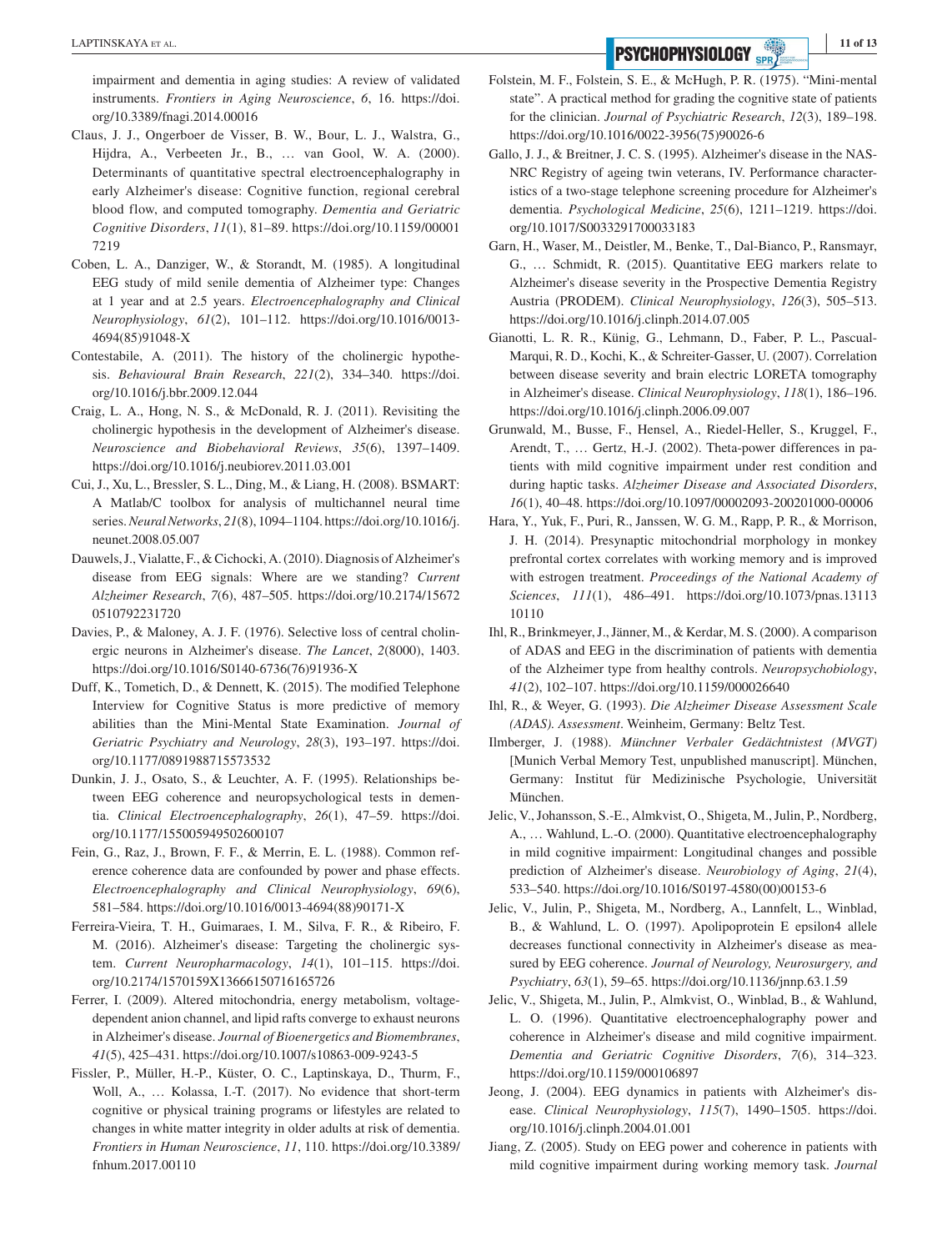impairment and dementia in aging studies: A review of validated instruments. *Frontiers in Aging Neuroscience*, *6*, 16. https://doi.org/10.3389/fnagi.2014.00016

Claus, J. J., Ongerboer de Visser, B. W., Bour, L. J., Walstra, G., Hijdra, A., Verbeeten Jr., B., … van Gool, W. A. (2000). Determinants of quantitative spectral electroencephalography in early Alzheimer's disease: Cognitive function, regional cerebral blood flow, and computed tomography. *Dementia and Geriatric Cognitive Disorders*, *11*(1), 81–89. https://doi.org/10.1159/000017219

Coben, L. A., Danziger, W., & Storandt, M. (1985). A longitudinal EEG study of mild senile dementia of Alzheimer type: Changes at 1 year and at 2.5 years. *Electroencephalography and Clinical Neurophysiology*, *61*(2), 101–112. https://doi.org/10.1016/0013-4694(85)91048-X

Contestabile, A. (2011). The history of the cholinergic hypothesis. *Behavioural Brain Research*, *221*(2), 334–340. https://doi.org/10.1016/j.bbr.2009.12.044

Craig, L. A., Hong, N. S., & McDonald, R. J. (2011). Revisiting the cholinergic hypothesis in the development of Alzheimer's disease. *Neuroscience and Biobehavioral Reviews*, *35*(6), 1397–1409. https://doi.org/10.1016/j.neubiorev.2011.03.001

Cui, J., Xu, L., Bressler, S. L., Ding, M., & Liang, H. (2008). BSMART: A Matlab/C toolbox for analysis of multichannel neural time series. *Neural Networks*, *21*(8), 1094–1104. https://doi.org/10.1016/j.neunet.2008.05.007

Dauwels, J., Vialatte, F., & Cichocki, A. (2010). Diagnosis of Alzheimer's disease from EEG signals: Where are we standing? *Current Alzheimer Research*, *7*(6), 487–505. https://doi.org/10.2174/156720510792231720

Davies, P., & Maloney, A. J. F. (1976). Selective loss of central cholinergic neurons in Alzheimer's disease. *The Lancet*, *2*(8000), 1403. https://doi.org/10.1016/S0140-6736(76)91936-X

Duff, K., Tometich, D., & Dennett, K. (2015). The modified Telephone Interview for Cognitive Status is more predictive of memory abilities than the Mini-Mental State Examination. *Journal of Geriatric Psychiatry and Neurology*, *28*(3), 193–197. https://doi.org/10.1177/0891988715573532

Dunkin, J. J., Osato, S., & Leuchter, A. F. (1995). Relationships between EEG coherence and neuropsychological tests in dementia. *Clinical Electroencephalography*, *26*(1), 47–59. https://doi.org/10.1177/155005949502600107

Fein, G., Raz, J., Brown, F. F., & Merrin, E. L. (1988). Common reference coherence data are confounded by power and phase effects. *Electroencephalography and Clinical Neurophysiology*, *69*(6), 581–584. https://doi.org/10.1016/0013-4694(88)90171-X

Ferreira-Vieira, T. H., Guimaraes, I. M., Silva, F. R., & Ribeiro, F. M. (2016). Alzheimer's disease: Targeting the cholinergic system. *Current Neuropharmacology*, *14*(1), 101–115. https://doi.org/10.2174/1570159X13666150716165726

Ferrer, I. (2009). Altered mitochondria, energy metabolism, voltage-dependent anion channel, and lipid rafts converge to exhaust neurons in Alzheimer's disease. *Journal of Bioenergetics and Biomembranes*, *41*(5), 425–431. https://doi.org/10.1007/s10863-009-9243-5

Fissler, P., Müller, H.-P., Küster, O. C., Laptinskaya, D., Thurm, F., Woll, A., … Kolassa, I.-T. (2017). No evidence that short-term cognitive or physical training programs or lifestyles are related to changes in white matter integrity in older adults at risk of dementia. *Frontiers in Human Neuroscience*, *11*, 110. https://doi.org/10.3389/fnhum.2017.00110

Folstein, M. F., Folstein, S. E., & McHugh, P. R. (1975). "Mini-mental state". A practical method for grading the cognitive state of patients for the clinician. *Journal of Psychiatric Research*, *12*(3), 189–198. https://doi.org/10.1016/0022-3956(75)90026-6

Gallo, J. J., & Breitner, J. C. S. (1995). Alzheimer's disease in the NAS-NRC Registry of ageing twin veterans, IV. Performance characteristics of a two-stage telephone screening procedure for Alzheimer's dementia. *Psychological Medicine*, *25*(6), 1211–1219. https://doi.org/10.1017/S0033291700033183

Garn, H., Waser, M., Deistler, M., Benke, T., Dal-Bianco, P., Ransmayr, G., … Schmidt, R. (2015). Quantitative EEG markers relate to Alzheimer's disease severity in the Prospective Dementia Registry Austria (PRODEM). *Clinical Neurophysiology*, *126*(3), 505–513. https://doi.org/10.1016/j.clinph.2014.07.005

Gianotti, L. R. R., Künig, G., Lehmann, D., Faber, P. L., Pascual-Marqui, R. D., Kochi, K., & Schreiter-Gasser, U. (2007). Correlation between disease severity and brain electric LORETA tomography in Alzheimer's disease. *Clinical Neurophysiology*, *118*(1), 186–196. https://doi.org/10.1016/j.clinph.2006.09.007

Grunwald, M., Busse, F., Hensel, A., Riedel-Heller, S., Kruggel, F., Arendt, T., … Gertz, H.-J. (2002). Theta-power differences in patients with mild cognitive impairment under rest condition and during haptic tasks. *Alzheimer Disease and Associated Disorders*, *16*(1), 40–48. https://doi.org/10.1097/00002093-200201000-00006

Hara, Y., Yuk, F., Puri, R., Janssen, W. G. M., Rapp, P. R., & Morrison, J. H. (2014). Presynaptic mitochondrial morphology in monkey prefrontal cortex correlates with working memory and is improved with estrogen treatment. *Proceedings of the National Academy of Sciences*, *111*(1), 486–491. https://doi.org/10.1073/pnas.1311310110

Ihl, R., Brinkmeyer, J., Jänner, M., & Kerdar, M. S. (2000). A comparison of ADAS and EEG in the discrimination of patients with dementia of the Alzheimer type from healthy controls. *Neuropsychobiology*, *41*(2), 102–107. https://doi.org/10.1159/000026640

Ihl, R., & Weyer, G. (1993). *Die Alzheimer Disease Assessment Scale (ADAS). Assessment*. Weinheim, Germany: Beltz Test.

Ilmberger, J. (1988). *Münchner Verbaler Gedächtnistest (MVGT)* [Munich Verbal Memory Test, unpublished manuscript]. München, Germany: Institut für Medizinische Psychologie, Universität München.

Jelic, V., Johansson, S.-E., Almkvist, O., Shigeta, M., Julin, P., Nordberg, A., … Wahlund, L.-O. (2000). Quantitative electroencephalography in mild cognitive impairment: Longitudinal changes and possible prediction of Alzheimer's disease. *Neurobiology of Aging*, *21*(4), 533–540. https://doi.org/10.1016/S0197-4580(00)00153-6

Jelic, V., Julin, P., Shigeta, M., Nordberg, A., Lannfelt, L., Winblad, B., & Wahlund, L. O. (1997). Apolipoprotein E epsilon4 allele decreases functional connectivity in Alzheimer's disease as measured by EEG coherence. *Journal of Neurology, Neurosurgery, and Psychiatry*, *63*(1), 59–65. https://doi.org/10.1136/jnnp.63.1.59

Jelic, V., Shigeta, M., Julin, P., Almkvist, O., Winblad, B., & Wahlund, L. O. (1996). Quantitative electroencephalography power and coherence in Alzheimer's disease and mild cognitive impairment. *Dementia and Geriatric Cognitive Disorders*, *7*(6), 314–323. https://doi.org/10.1159/000106897

Jeong, J. (2004). EEG dynamics in patients with Alzheimer's disease. *Clinical Neurophysiology*, *115*(7), 1490–1505. https://doi.org/10.1016/j.clinph.2004.01.001

Jiang, Z. (2005). Study on EEG power and coherence in patients with mild cognitive impairment during working memory task. *Journal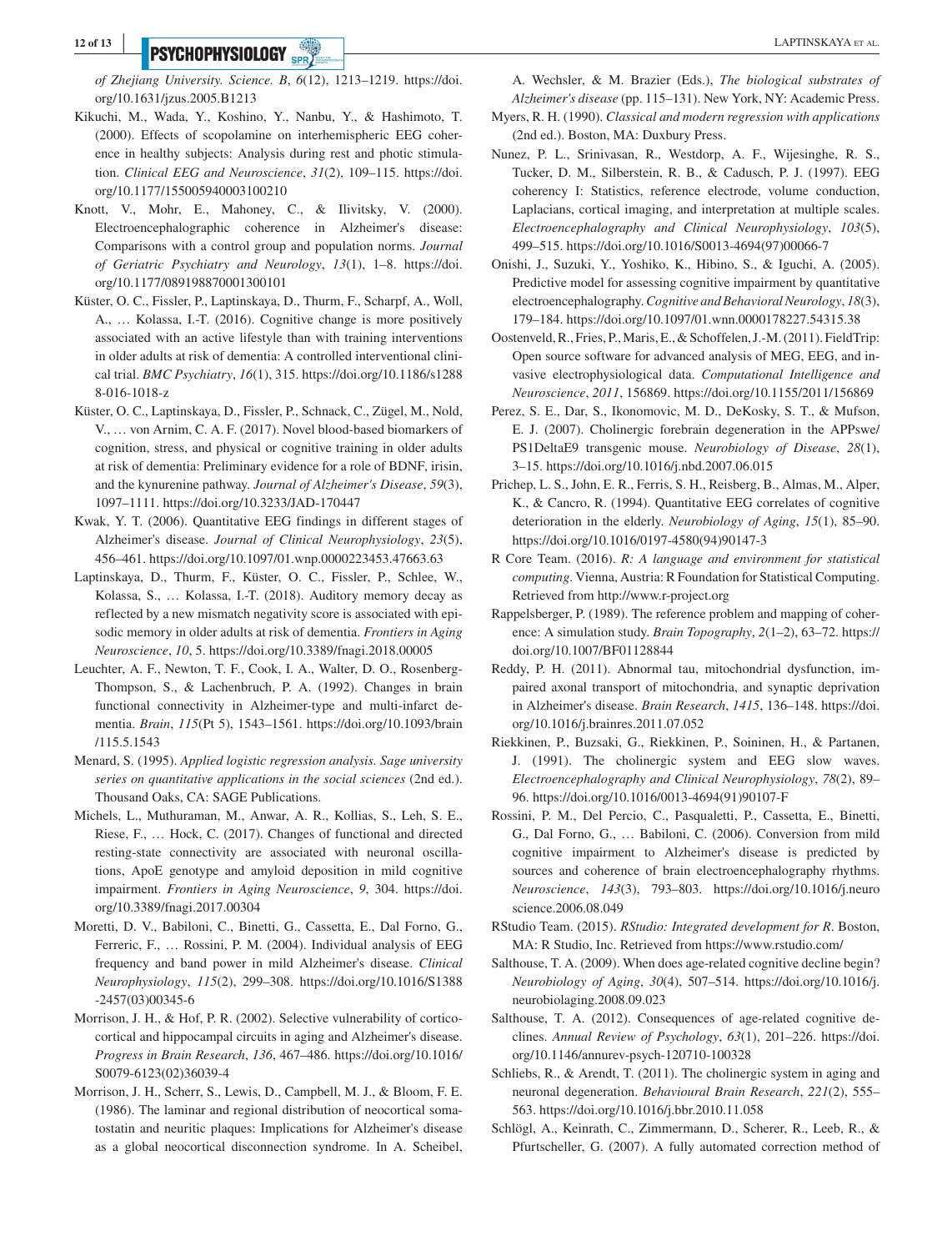*of Zhejiang University. Science. B*, *6*(12), 1213–1219. https://doi.org/10.1631/jzus.2005.B1213

Kikuchi, M., Wada, Y., Koshino, Y., Nanbu, Y., & Hashimoto, T. (2000). Effects of scopolamine on interhemispheric EEG coherence in healthy subjects: Analysis during rest and photic stimulation. *Clinical EEG and Neuroscience*, *31*(2), 109–115. https://doi.org/10.1177/155005940003100210

Knott, V., Mohr, E., Mahoney, C., & Ilivitsky, V. (2000). Electroencephalographic coherence in Alzheimer's disease: Comparisons with a control group and population norms. *Journal of Geriatric Psychiatry and Neurology*, *13*(1), 1–8. https://doi.org/10.1177/089198870001300101

Küster, O. C., Fissler, P., Laptinskaya, D., Thurm, F., Scharpf, A., Woll, A., … Kolassa, I.-T. (2016). Cognitive change is more positively associated with an active lifestyle than with training interventions in older adults at risk of dementia: A controlled interventional clinical trial. *BMC Psychiatry*, *16*(1), 315. https://doi.org/10.1186/s12888-016-1018-z

Küster, O. C., Laptinskaya, D., Fissler, P., Schnack, C., Zügel, M., Nold, V., … von Arnim, C. A. F. (2017). Novel blood-based biomarkers of cognition, stress, and physical or cognitive training in older adults at risk of dementia: Preliminary evidence for a role of BDNF, irisin, and the kynurenine pathway. *Journal of Alzheimer's Disease*, *59*(3), 1097–1111. https://doi.org/10.3233/JAD-170447

Kwak, Y. T. (2006). Quantitative EEG findings in different stages of Alzheimer's disease. *Journal of Clinical Neurophysiology*, *23*(5), 456–461. https://doi.org/10.1097/01.wnp.0000223453.47663.63

Laptinskaya, D., Thurm, F., Küster, O. C., Fissler, P., Schlee, W., Kolassa, S., … Kolassa, I.-T. (2018). Auditory memory decay as reflected by a new mismatch negativity score is associated with episodic memory in older adults at risk of dementia. *Frontiers in Aging Neuroscience*, *10*, 5. https://doi.org/10.3389/fnagi.2018.00005

Leuchter, A. F., Newton, T. F., Cook, I. A., Walter, D. O., Rosenberg-Thompson, S., & Lachenbruch, P. A. (1992). Changes in brain functional connectivity in Alzheimer-type and multi-infarct dementia. *Brain*, *115*(Pt 5), 1543–1561. https://doi.org/10.1093/brain/115.5.1543

Menard, S. (1995). *Applied logistic regression analysis. Sage university series on quantitative applications in the social sciences* (2nd ed.). Thousand Oaks, CA: SAGE Publications.

Michels, L., Muthuraman, M., Anwar, A. R., Kollias, S., Leh, S. E., Riese, F., … Hock, C. (2017). Changes of functional and directed resting-state connectivity are associated with neuronal oscillations, ApoE genotype and amyloid deposition in mild cognitive impairment. *Frontiers in Aging Neuroscience*, *9*, 304. https://doi.org/10.3389/fnagi.2017.00304

Moretti, D. V., Babiloni, C., Binetti, G., Cassetta, E., Dal Forno, G., Ferreric, F., … Rossini, P. M. (2004). Individual analysis of EEG frequency and band power in mild Alzheimer's disease. *Clinical Neurophysiology*, *115*(2), 299–308. https://doi.org/10.1016/S1388-2457(03)00345-6

Morrison, J. H., & Hof, P. R. (2002). Selective vulnerability of corticocortical and hippocampal circuits in aging and Alzheimer's disease. *Progress in Brain Research*, *136*, 467–486. https://doi.org/10.1016/S0079-6123(02)36039-4

Morrison, J. H., Scherr, S., Lewis, D., Campbell, M. J., & Bloom, F. E. (1986). The laminar and regional distribution of neocortical somatostatin and neuritic plaques: Implications for Alzheimer's disease as a global neocortical disconnection syndrome. In A. Scheibel, A. Wechsler, & M. Brazier (Eds.), *The biological substrates of Alzheimer's disease* (pp. 115–131). New York, NY: Academic Press.

Myers, R. H. (1990). *Classical and modern regression with applications* (2nd ed.). Boston, MA: Duxbury Press.

Nunez, P. L., Srinivasan, R., Westdorp, A. F., Wijesinghe, R. S., Tucker, D. M., Silberstein, R. B., & Cadusch, P. J. (1997). EEG coherency I: Statistics, reference electrode, volume conduction, Laplacians, cortical imaging, and interpretation at multiple scales. *Electroencephalography and Clinical Neurophysiology*, *103*(5), 499–515. https://doi.org/10.1016/S0013-4694(97)00066-7

Onishi, J., Suzuki, Y., Yoshiko, K., Hibino, S., & Iguchi, A. (2005). Predictive model for assessing cognitive impairment by quantitative electroencephalography. *Cognitive and Behavioral Neurology*, *18*(3), 179–184. https://doi.org/10.1097/01.wnn.0000178227.54315.38

Oostenveld, R., Fries, P., Maris, E., & Schoffelen, J.-M. (2011). FieldTrip: Open source software for advanced analysis of MEG, EEG, and invasive electrophysiological data. *Computational Intelligence and Neuroscience*, *2011*, 156869. https://doi.org/10.1155/2011/156869

Perez, S. E., Dar, S., Ikonomovic, M. D., DeKosky, S. T., & Mufson, E. J. (2007). Cholinergic forebrain degeneration in the APPswe/PS1DeltaE9 transgenic mouse. *Neurobiology of Disease*, *28*(1), 3–15. https://doi.org/10.1016/j.nbd.2007.06.015

Prichep, L. S., John, E. R., Ferris, S. H., Reisberg, B., Almas, M., Alper, K., & Cancro, R. (1994). Quantitative EEG correlates of cognitive deterioration in the elderly. *Neurobiology of Aging*, *15*(1), 85–90. https://doi.org/10.1016/0197-4580(94)90147-3

R Core Team. (2016). *R: A language and environment for statistical computing*. Vienna, Austria: R Foundation for Statistical Computing. Retrieved from http://www.r-project.org

Rappelsberger, P. (1989). The reference problem and mapping of coherence: A simulation study. *Brain Topography*, *2*(1–2), 63–72. https://doi.org/10.1007/BF01128844

Reddy, P. H. (2011). Abnormal tau, mitochondrial dysfunction, impaired axonal transport of mitochondria, and synaptic deprivation in Alzheimer's disease. *Brain Research*, *1415*, 136–148. https://doi.org/10.1016/j.brainres.2011.07.052

Riekkinen, P., Buzsaki, G., Riekkinen, P., Soininen, H., & Partanen, J. (1991). The cholinergic system and EEG slow waves. *Electroencephalography and Clinical Neurophysiology*, *78*(2), 89–96. https://doi.org/10.1016/0013-4694(91)90107-F

Rossini, P. M., Del Percio, C., Pasqualetti, P., Cassetta, E., Binetti, G., Dal Forno, G., … Babiloni, C. (2006). Conversion from mild cognitive impairment to Alzheimer's disease is predicted by sources and coherence of brain electroencephalography rhythms. *Neuroscience*, *143*(3), 793–803. https://doi.org/10.1016/j.neuroscience.2006.08.049

RStudio Team. (2015). *RStudio: Integrated development for R*. Boston, MA: R Studio, Inc. Retrieved from https://www.rstudio.com/

Salthouse, T. A. (2009). When does age-related cognitive decline begin? *Neurobiology of Aging*, *30*(4), 507–514. https://doi.org/10.1016/j.neurobiolaging.2008.09.023

Salthouse, T. A. (2012). Consequences of age-related cognitive declines. *Annual Review of Psychology*, *63*(1), 201–226. https://doi.org/10.1146/annurev-psych-120710-100328

Schliebs, R., & Arendt, T. (2011). The cholinergic system in aging and neuronal degeneration. *Behavioural Brain Research*, *221*(2), 555–563. https://doi.org/10.1016/j.bbr.2010.11.058

Schlögl, A., Keinrath, C., Zimmermann, D., Scherer, R., Leeb, R., & Pfurtscheller, G. (2007). A fully automated correction method of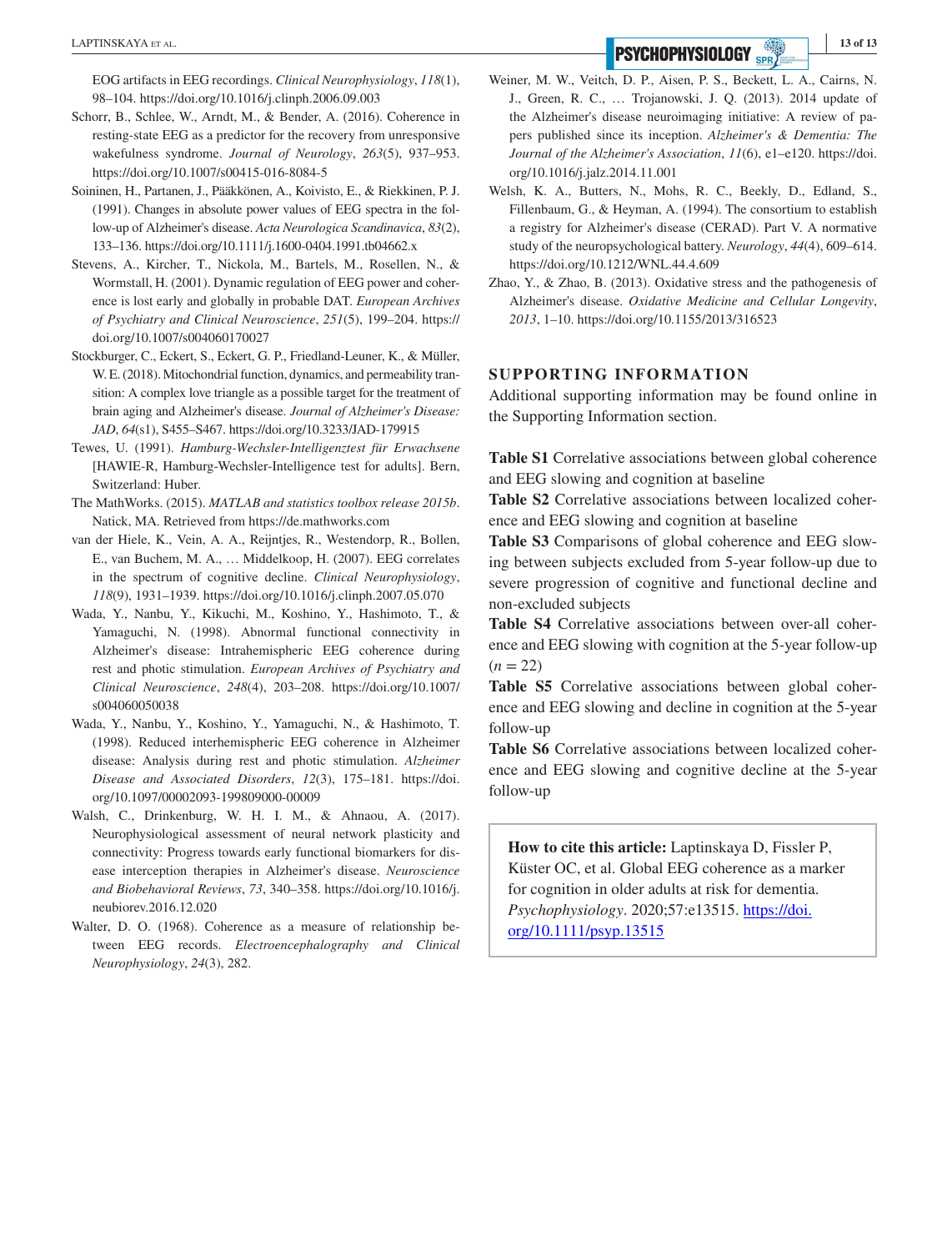EOG artifacts in EEG recordings. *Clinical Neurophysiology*, *118*(1), 98–104. https://doi.org/10.1016/j.clinph.2006.09.003

Schorr, B., Schlee, W., Arndt, M., & Bender, A. (2016). Coherence in resting-state EEG as a predictor for the recovery from unresponsive wakefulness syndrome. *Journal of Neurology*, *263*(5), 937–953. https://doi.org/10.1007/s00415-016-8084-5

Soininen, H., Partanen, J., Pääkkönen, A., Koivisto, E., & Riekkinen, P. J. (1991). Changes in absolute power values of EEG spectra in the follow-up of Alzheimer's disease. *Acta Neurologica Scandinavica*, *83*(2), 133–136. https://doi.org/10.1111/j.1600-0404.1991.tb04662.x

Stevens, A., Kircher, T., Nickola, M., Bartels, M., Rosellen, N., & Wormstall, H. (2001). Dynamic regulation of EEG power and coherence is lost early and globally in probable DAT. *European Archives of Psychiatry and Clinical Neuroscience*, *251*(5), 199–204. https://doi.org/10.1007/s004060170027

Stockburger, C., Eckert, S., Eckert, G. P., Friedland-Leuner, K., & Müller, W. E. (2018). Mitochondrial function, dynamics, and permeability transition: A complex love triangle as a possible target for the treatment of brain aging and Alzheimer's disease. *Journal of Alzheimer's Disease: JAD*, *64*(s1), S455–S467. https://doi.org/10.3233/JAD-179915

Tewes, U. (1991). *Hamburg-Wechsler-Intelligenztest für Erwachsene* [HAWIE-R, Hamburg-Wechsler-Intelligence test for adults]. Bern, Switzerland: Huber.

The MathWorks. (2015). *MATLAB and statistics toolbox release 2015b*. Natick, MA. Retrieved from https://de.mathworks.com

van der Hiele, K., Vein, A. A., Reijntjes, R., Westendorp, R., Bollen, E., van Buchem, M. A., … Middelkoop, H. (2007). EEG correlates in the spectrum of cognitive decline. *Clinical Neurophysiology*, *118*(9), 1931–1939. https://doi.org/10.1016/j.clinph.2007.05.070

Wada, Y., Nanbu, Y., Kikuchi, M., Koshino, Y., Hashimoto, T., & Yamaguchi, N. (1998). Abnormal functional connectivity in Alzheimer's disease: Intrahemispheric EEG coherence during rest and photic stimulation. *European Archives of Psychiatry and Clinical Neuroscience*, *248*(4), 203–208. https://doi.org/10.1007/s004060050038

Wada, Y., Nanbu, Y., Koshino, Y., Yamaguchi, N., & Hashimoto, T. (1998). Reduced interhemispheric EEG coherence in Alzheimer disease: Analysis during rest and photic stimulation. *Alzheimer Disease and Associated Disorders*, *12*(3), 175–181. https://doi.org/10.1097/00002093-199809000-00009

Walsh, C., Drinkenburg, W. H. I. M., & Ahnaou, A. (2017). Neurophysiological assessment of neural network plasticity and connectivity: Progress towards early functional biomarkers for disease interception therapies in Alzheimer's disease. *Neuroscience and Biobehavioral Reviews*, *73*, 340–358. https://doi.org/10.1016/j.neubiorev.2016.12.020

Walter, D. O. (1968). Coherence as a measure of relationship between EEG records. *Electroencephalography and Clinical Neurophysiology*, *24*(3), 282.

Weiner, M. W., Veitch, D. P., Aisen, P. S., Beckett, L. A., Cairns, N. J., Green, R. C., … Trojanowski, J. Q. (2013). 2014 update of the Alzheimer's disease neuroimaging initiative: A review of papers published since its inception. *Alzheimer's & Dementia: The Journal of the Alzheimer's Association*, *11*(6), e1–e120. https://doi.org/10.1016/j.jalz.2014.11.001

Welsh, K. A., Butters, N., Mohs, R. C., Beekly, D., Edland, S., Fillenbaum, G., & Heyman, A. (1994). The consortium to establish a registry for Alzheimer's disease (CERAD). Part V. A normative study of the neuropsychological battery. *Neurology*, *44*(4), 609–614. https://doi.org/10.1212/WNL.44.4.609

Zhao, Y., & Zhao, B. (2013). Oxidative stress and the pathogenesis of Alzheimer's disease. *Oxidative Medicine and Cellular Longevity*, *2013*, 1–10. https://doi.org/10.1155/2013/316523

## SUPPORTING INFORMATION

Additional supporting information may be found online in the Supporting Information section.

**Table S1** Correlative associations between global coherence and EEG slowing and cognition at baseline

**Table S2** Correlative associations between localized coherence and EEG slowing and cognition at baseline

**Table S3** Comparisons of global coherence and EEG slowing between subjects excluded from 5-year follow-up due to severe progression of cognitive and functional decline and non-excluded subjects

**Table S4** Correlative associations between over-all coherence and EEG slowing with cognition at the 5-year follow-up ($n = 22$)

**Table S5** Correlative associations between global coherence and EEG slowing and decline in cognition at the 5-year follow-up

**Table S6** Correlative associations between localized coherence and EEG slowing and cognitive decline at the 5-year follow-up

**How to cite this article:** Laptinskaya D, Fissler P, Küster OC, et al. Global EEG coherence as a marker for cognition in older adults at risk for dementia. *Psychophysiology*. 2020;57:e13515. https://doi.org/10.1111/psyp.13515